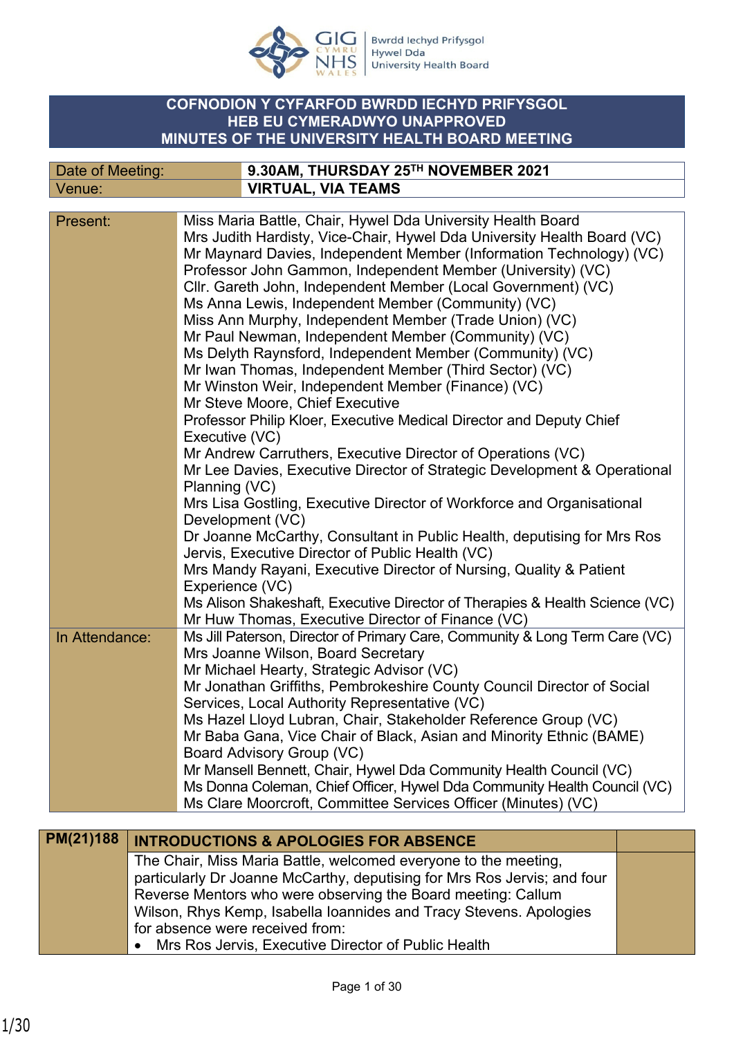Bwrdd Iechyd Prifysgol Hywel Dda University Health Board

# COFNODION Y CYFARFOD BWRDD IECHYD PRIFYSGOL HEB EU CYMERADWYO UNAPPROVED MINUTES OF THE UNIVERSITY HEALTH BOARD MEETING

| | |
|---|---|
| Date of Meeting: | **9.30AM, THURSDAY 25TH NOVEMBER 2021** |
| Venue: | **VIRTUAL, VIA TEAMS** |

| | |
|---|---|
| Present: | Miss Maria Battle, Chair, Hywel Dda University Health Board<br>Mrs Judith Hardisty, Vice-Chair, Hywel Dda University Health Board (VC)<br>Mr Maynard Davies, Independent Member (Information Technology) (VC)<br>Professor John Gammon, Independent Member (University) (VC)<br>Cllr. Gareth John, Independent Member (Local Government) (VC)<br>Ms Anna Lewis, Independent Member (Community) (VC)<br>Miss Ann Murphy, Independent Member (Trade Union) (VC)<br>Mr Paul Newman, Independent Member (Community) (VC)<br>Ms Delyth Raynsford, Independent Member (Community) (VC)<br>Mr Iwan Thomas, Independent Member (Third Sector) (VC)<br>Mr Winston Weir, Independent Member (Finance) (VC)<br>Mr Steve Moore, Chief Executive<br>Professor Philip Kloer, Executive Medical Director and Deputy Chief Executive (VC)<br>Mr Andrew Carruthers, Executive Director of Operations (VC)<br>Mr Lee Davies, Executive Director of Strategic Development & Operational Planning (VC)<br>Mrs Lisa Gostling, Executive Director of Workforce and Organisational Development (VC)<br>Dr Joanne McCarthy, Consultant in Public Health, deputising for Mrs Ros Jervis, Executive Director of Public Health (VC)<br>Mrs Mandy Rayani, Executive Director of Nursing, Quality & Patient Experience (VC)<br>Ms Alison Shakeshaft, Executive Director of Therapies & Health Science (VC)<br>Mr Huw Thomas, Executive Director of Finance (VC) |
| In Attendance: | Ms Jill Paterson, Director of Primary Care, Community & Long Term Care (VC)<br>Mrs Joanne Wilson, Board Secretary<br>Mr Michael Hearty, Strategic Advisor (VC)<br>Mr Jonathan Griffiths, Pembrokeshire County Council Director of Social Services, Local Authority Representative (VC)<br>Ms Hazel Lloyd Lubran, Chair, Stakeholder Reference Group (VC)<br>Mr Baba Gana, Vice Chair of Black, Asian and Minority Ethnic (BAME) Board Advisory Group (VC)<br>Mr Mansell Bennett, Chair, Hywel Dda Community Health Council (VC)<br>Ms Donna Coleman, Chief Officer, Hywel Dda Community Health Council (VC)<br>Ms Clare Moorcroft, Committee Services Officer (Minutes) (VC) |

| | | |
|---|---|---|
| **PM(21)188** | **INTRODUCTIONS & APOLOGIES FOR ABSENCE** | |
| | The Chair, Miss Maria Battle, welcomed everyone to the meeting, particularly Dr Joanne McCarthy, deputising for Mrs Ros Jervis; and four Reverse Mentors who were observing the Board meeting: Callum Wilson, Rhys Kemp, Isabella Ioannides and Tracy Stevens. Apologies for absence were received from:<br>• Mrs Ros Jervis, Executive Director of Public Health | |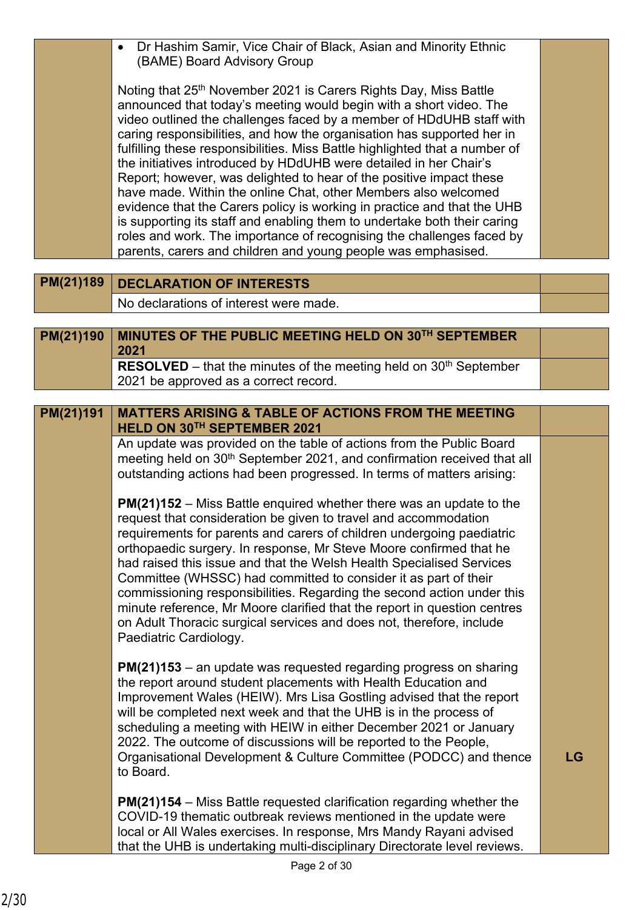| | | |
|---|---|---|
| | • Dr Hashim Samir, Vice Chair of Black, Asian and Minority Ethnic (BAME) Board Advisory Group<br><br>Noting that 25th November 2021 is Carers Rights Day, Miss Battle announced that today's meeting would begin with a short video. The video outlined the challenges faced by a member of HDdUHB staff with caring responsibilities, and how the organisation has supported her in fulfilling these responsibilities. Miss Battle highlighted that a number of the initiatives introduced by HDdUHB were detailed in her Chair's Report; however, was delighted to hear of the positive impact these have made. Within the online Chat, other Members also welcomed evidence that the Carers policy is working in practice and that the UHB is supporting its staff and enabling them to undertake both their caring roles and work. The importance of recognising the challenges faced by parents, carers and children and young people was emphasised. | |

| | | |
|---|---|---|
| **PM(21)189** | **DECLARATION OF INTERESTS** | |
| | No declarations of interest were made. | |

| | | |
|---|---|---|
| **PM(21)190** | **MINUTES OF THE PUBLIC MEETING HELD ON 30TH SEPTEMBER 2021** | |
| | **RESOLVED** – that the minutes of the meeting held on 30th September 2021 be approved as a correct record. | |

| | | |
|---|---|---|
| **PM(21)191** | **MATTERS ARISING & TABLE OF ACTIONS FROM THE MEETING HELD ON 30TH SEPTEMBER 2021** | |
| | An update was provided on the table of actions from the Public Board meeting held on 30th September 2021, and confirmation received that all outstanding actions had been progressed. In terms of matters arising:<br><br>**PM(21)152** – Miss Battle enquired whether there was an update to the request that consideration be given to travel and accommodation requirements for parents and carers of children undergoing paediatric orthopaedic surgery. In response, Mr Steve Moore confirmed that he had raised this issue and that the Welsh Health Specialised Services Committee (WHSSC) had committed to consider it as part of their commissioning responsibilities. Regarding the second action under this minute reference, Mr Moore clarified that the report in question centres on Adult Thoracic surgical services and does not, therefore, include Paediatric Cardiology.<br><br>**PM(21)153** – an update was requested regarding progress on sharing the report around student placements with Health Education and Improvement Wales (HEIW). Mrs Lisa Gostling advised that the report will be completed next week and that the UHB is in the process of scheduling a meeting with HEIW in either December 2021 or January 2022. The outcome of discussions will be reported to the People, Organisational Development & Culture Committee (PODCC) and thence to Board.<br><br>**PM(21)154** – Miss Battle requested clarification regarding whether the COVID-19 thematic outbreak reviews mentioned in the update were local or All Wales exercises. In response, Mrs Mandy Rayani advised that the UHB is undertaking multi-disciplinary Directorate level reviews. | **LG** |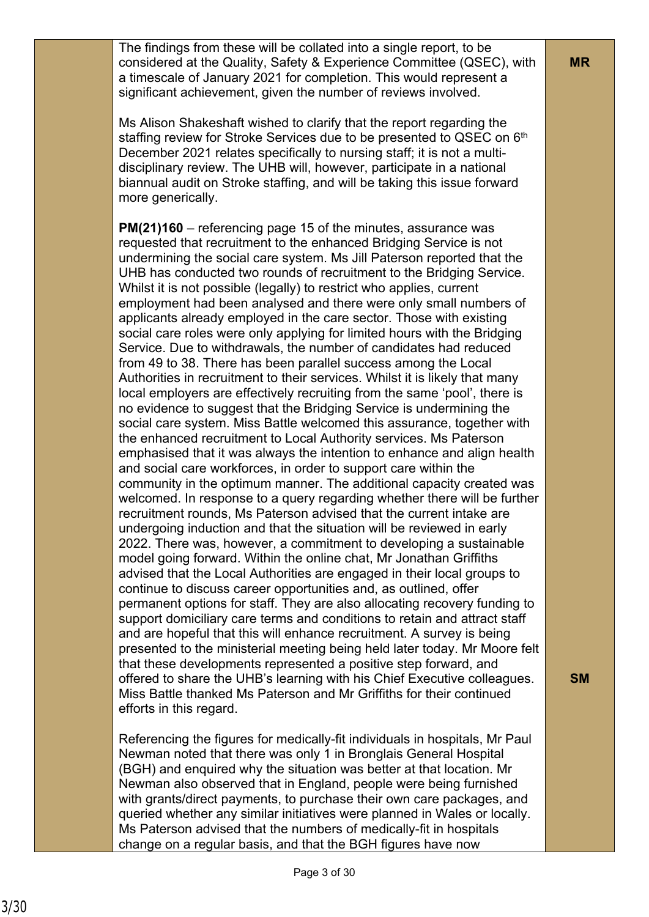| | | |
|---|---|---|
| | The findings from these will be collated into a single report, to be considered at the Quality, Safety & Experience Committee (QSEC), with a timescale of January 2021 for completion. This would represent a significant achievement, given the number of reviews involved.<br><br>Ms Alison Shakeshaft wished to clarify that the report regarding the staffing review for Stroke Services due to be presented to QSEC on 6th December 2021 relates specifically to nursing staff; it is not a multi-disciplinary review. The UHB will, however, participate in a national biannual audit on Stroke staffing, and will be taking this issue forward more generically.<br><br>**PM(21)160** – referencing page 15 of the minutes, assurance was requested that recruitment to the enhanced Bridging Service is not undermining the social care system. Ms Jill Paterson reported that the UHB has conducted two rounds of recruitment to the Bridging Service. Whilst it is not possible (legally) to restrict who applies, current employment had been analysed and there were only small numbers of applicants already employed in the care sector. Those with existing social care roles were only applying for limited hours with the Bridging Service. Due to withdrawals, the number of candidates had reduced from 49 to 38. There has been parallel success among the Local Authorities in recruitment to their services. Whilst it is likely that many local employers are effectively recruiting from the same 'pool', there is no evidence to suggest that the Bridging Service is undermining the social care system. Miss Battle welcomed this assurance, together with the enhanced recruitment to Local Authority services. Ms Paterson emphasised that it was always the intention to enhance and align health and social care workforces, in order to support care within the community in the optimum manner. The additional capacity created was welcomed. In response to a query regarding whether there will be further recruitment rounds, Ms Paterson advised that the current intake are undergoing induction and that the situation will be reviewed in early 2022. There was, however, a commitment to developing a sustainable model going forward. Within the online chat, Mr Jonathan Griffiths advised that the Local Authorities are engaged in their local groups to continue to discuss career opportunities and, as outlined, offer permanent options for staff. They are also allocating recovery funding to support domiciliary care terms and conditions to retain and attract staff and are hopeful that this will enhance recruitment. A survey is being presented to the ministerial meeting being held later today. Mr Moore felt that these developments represented a positive step forward, and offered to share the UHB's learning with his Chief Executive colleagues. Miss Battle thanked Ms Paterson and Mr Griffiths for their continued efforts in this regard.<br><br>Referencing the figures for medically-fit individuals in hospitals, Mr Paul Newman noted that there was only 1 in Bronglais General Hospital (BGH) and enquired why the situation was better at that location. Mr Newman also observed that in England, people were being furnished with grants/direct payments, to purchase their own care packages, and queried whether any similar initiatives were planned in Wales or locally. Ms Paterson advised that the numbers of medically-fit in hospitals change on a regular basis, and that the BGH figures have now | **MR**<br><br>**SM** |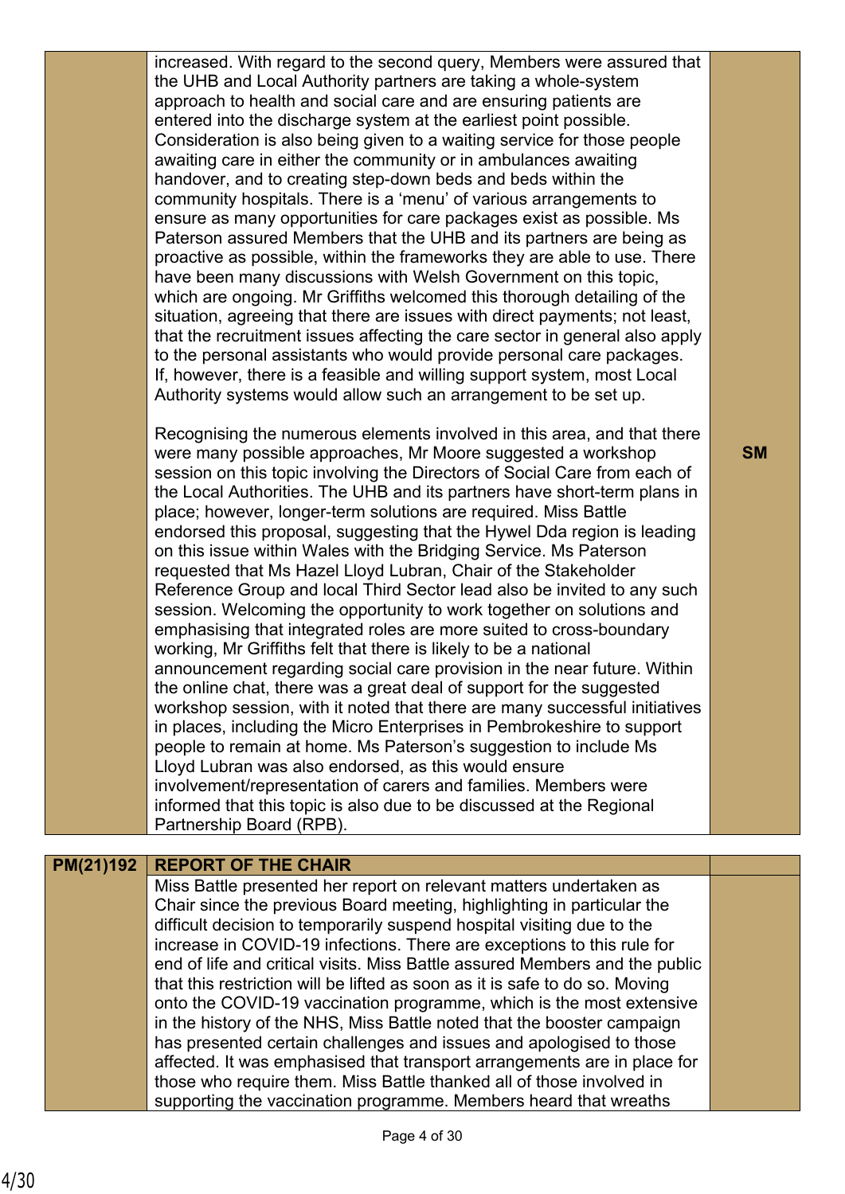| | | |
|---|---|---|
| | increased. With regard to the second query, Members were assured that the UHB and Local Authority partners are taking a whole-system approach to health and social care and are ensuring patients are entered into the discharge system at the earliest point possible. Consideration is also being given to a waiting service for those people awaiting care in either the community or in ambulances awaiting handover, and to creating step-down beds and beds within the community hospitals. There is a 'menu' of various arrangements to ensure as many opportunities for care packages exist as possible. Ms Paterson assured Members that the UHB and its partners are being as proactive as possible, within the frameworks they are able to use. There have been many discussions with Welsh Government on this topic, which are ongoing. Mr Griffiths welcomed this thorough detailing of the situation, agreeing that there are issues with direct payments; not least, that the recruitment issues affecting the care sector in general also apply to the personal assistants who would provide personal care packages. If, however, there is a feasible and willing support system, most Local Authority systems would allow such an arrangement to be set up.<br><br>Recognising the numerous elements involved in this area, and that there were many possible approaches, Mr Moore suggested a workshop session on this topic involving the Directors of Social Care from each of the Local Authorities. The UHB and its partners have short-term plans in place; however, longer-term solutions are required. Miss Battle endorsed this proposal, suggesting that the Hywel Dda region is leading on this issue within Wales with the Bridging Service. Ms Paterson requested that Ms Hazel Lloyd Lubran, Chair of the Stakeholder Reference Group and local Third Sector lead also be invited to any such session. Welcoming the opportunity to work together on solutions and emphasising that integrated roles are more suited to cross-boundary working, Mr Griffiths felt that there is likely to be a national announcement regarding social care provision in the near future. Within the online chat, there was a great deal of support for the suggested workshop session, with it noted that there are many successful initiatives in places, including the Micro Enterprises in Pembrokeshire to support people to remain at home. Ms Paterson's suggestion to include Ms Lloyd Lubran was also endorsed, as this would ensure involvement/representation of carers and families. Members were informed that this topic is also due to be discussed at the Regional Partnership Board (RPB). | **SM** |

| | | |
|---|---|---|
| **PM(21)192** | **REPORT OF THE CHAIR** | |
| | Miss Battle presented her report on relevant matters undertaken as Chair since the previous Board meeting, highlighting in particular the difficult decision to temporarily suspend hospital visiting due to the increase in COVID-19 infections. There are exceptions to this rule for end of life and critical visits. Miss Battle assured Members and the public that this restriction will be lifted as soon as it is safe to do so. Moving onto the COVID-19 vaccination programme, which is the most extensive in the history of the NHS, Miss Battle noted that the booster campaign has presented certain challenges and issues and apologised to those affected. It was emphasised that transport arrangements are in place for those who require them. Miss Battle thanked all of those involved in supporting the vaccination programme. Members heard that wreaths | |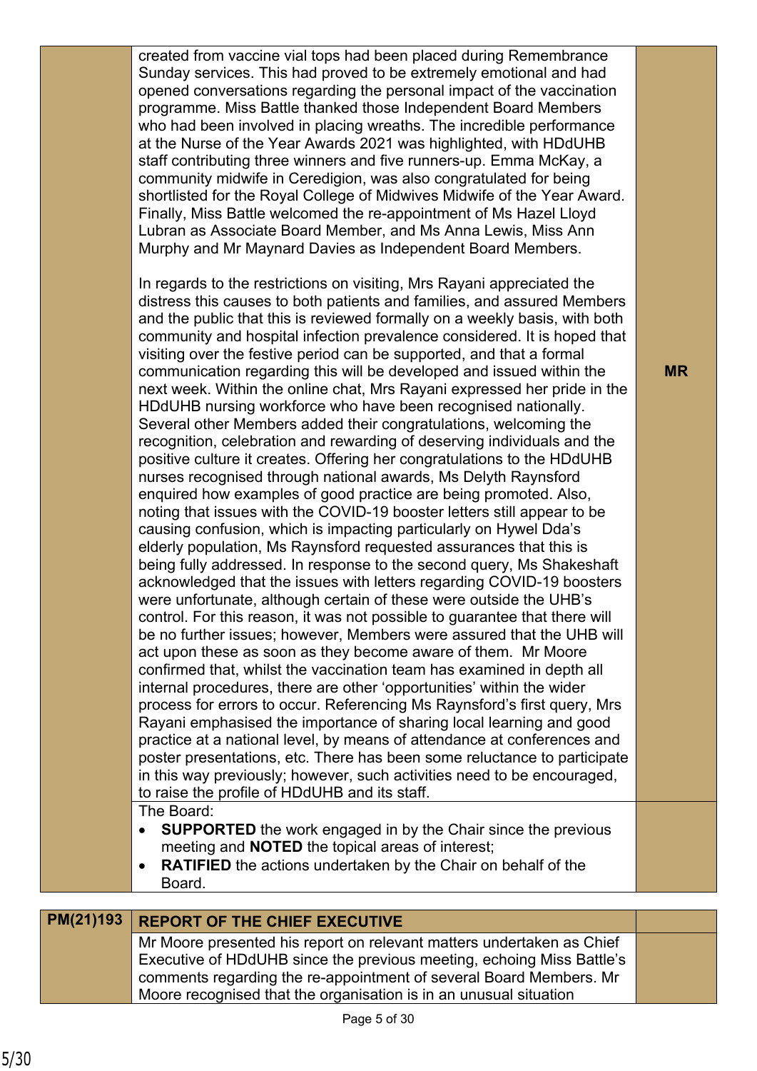| | | |
|---|---|---|
| | created from vaccine vial tops had been placed during Remembrance Sunday services. This had proved to be extremely emotional and had opened conversations regarding the personal impact of the vaccination programme. Miss Battle thanked those Independent Board Members who had been involved in placing wreaths. The incredible performance at the Nurse of the Year Awards 2021 was highlighted, with HDdUHB staff contributing three winners and five runners-up. Emma McKay, a community midwife in Ceredigion, was also congratulated for being shortlisted for the Royal College of Midwives Midwife of the Year Award. Finally, Miss Battle welcomed the re-appointment of Ms Hazel Lloyd Lubran as Associate Board Member, and Ms Anna Lewis, Miss Ann Murphy and Mr Maynard Davies as Independent Board Members.<br><br>In regards to the restrictions on visiting, Mrs Rayani appreciated the distress this causes to both patients and families, and assured Members and the public that this is reviewed formally on a weekly basis, with both community and hospital infection prevalence considered. It is hoped that visiting over the festive period can be supported, and that a formal communication regarding this will be developed and issued within the next week. Within the online chat, Mrs Rayani expressed her pride in the HDdUHB nursing workforce who have been recognised nationally. Several other Members added their congratulations, welcoming the recognition, celebration and rewarding of deserving individuals and the positive culture it creates. Offering her congratulations to the HDdUHB nurses recognised through national awards, Ms Delyth Raynsford enquired how examples of good practice are being promoted. Also, noting that issues with the COVID-19 booster letters still appear to be causing confusion, which is impacting particularly on Hywel Dda's elderly population, Ms Raynsford requested assurances that this is being fully addressed. In response to the second query, Ms Shakeshaft acknowledged that the issues with letters regarding COVID-19 boosters were unfortunate, although certain of these were outside the UHB's control. For this reason, it was not possible to guarantee that there will be no further issues; however, Members were assured that the UHB will act upon these as soon as they become aware of them. Mr Moore confirmed that, whilst the vaccination team has examined in depth all internal procedures, there are other 'opportunities' within the wider process for errors to occur. Referencing Ms Raynsford's first query, Mrs Rayani emphasised the importance of sharing local learning and good practice at a national level, by means of attendance at conferences and poster presentations, etc. There has been some reluctance to participate in this way previously; however, such activities need to be encouraged, to raise the profile of HDdUHB and its staff. | **MR** |
| | The Board:<br>• **SUPPORTED** the work engaged in by the Chair since the previous meeting and **NOTED** the topical areas of interest;<br>• **RATIFIED** the actions undertaken by the Chair on behalf of the Board. | |

| | | |
|---|---|---|
| **PM(21)193** | **REPORT OF THE CHIEF EXECUTIVE** | |
| | Mr Moore presented his report on relevant matters undertaken as Chief Executive of HDdUHB since the previous meeting, echoing Miss Battle's comments regarding the re-appointment of several Board Members. Mr Moore recognised that the organisation is in an unusual situation | |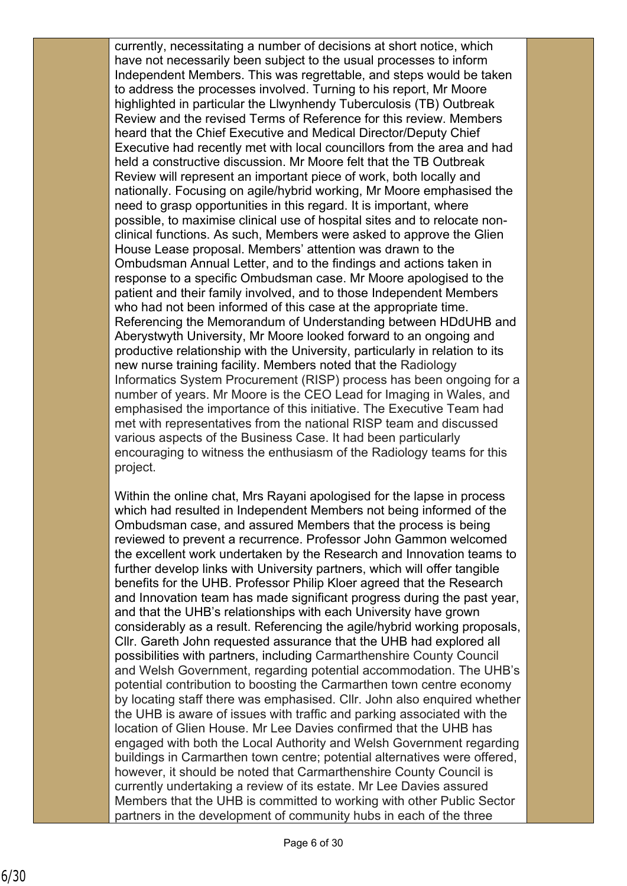currently, necessitating a number of decisions at short notice, which have not necessarily been subject to the usual processes to inform Independent Members. This was regrettable, and steps would be taken to address the processes involved. Turning to his report, Mr Moore highlighted in particular the Llwynhendy Tuberculosis (TB) Outbreak Review and the revised Terms of Reference for this review. Members heard that the Chief Executive and Medical Director/Deputy Chief Executive had recently met with local councillors from the area and had held a constructive discussion. Mr Moore felt that the TB Outbreak Review will represent an important piece of work, both locally and nationally. Focusing on agile/hybrid working, Mr Moore emphasised the need to grasp opportunities in this regard. It is important, where possible, to maximise clinical use of hospital sites and to relocate non-clinical functions. As such, Members were asked to approve the Glien House Lease proposal. Members' attention was drawn to the Ombudsman Annual Letter, and to the findings and actions taken in response to a specific Ombudsman case. Mr Moore apologised to the patient and their family involved, and to those Independent Members who had not been informed of this case at the appropriate time. Referencing the Memorandum of Understanding between HDdUHB and Aberystwyth University, Mr Moore looked forward to an ongoing and productive relationship with the University, particularly in relation to its new nurse training facility. Members noted that the Radiology Informatics System Procurement (RISP) process has been ongoing for a number of years. Mr Moore is the CEO Lead for Imaging in Wales, and emphasised the importance of this initiative. The Executive Team had met with representatives from the national RISP team and discussed various aspects of the Business Case. It had been particularly encouraging to witness the enthusiasm of the Radiology teams for this project.

Within the online chat, Mrs Rayani apologised for the lapse in process which had resulted in Independent Members not being informed of the Ombudsman case, and assured Members that the process is being reviewed to prevent a recurrence. Professor John Gammon welcomed the excellent work undertaken by the Research and Innovation teams to further develop links with University partners, which will offer tangible benefits for the UHB. Professor Philip Kloer agreed that the Research and Innovation team has made significant progress during the past year, and that the UHB's relationships with each University have grown considerably as a result. Referencing the agile/hybrid working proposals, Cllr. Gareth John requested assurance that the UHB had explored all possibilities with partners, including Carmarthenshire County Council and Welsh Government, regarding potential accommodation. The UHB's potential contribution to boosting the Carmarthen town centre economy by locating staff there was emphasised. Cllr. John also enquired whether the UHB is aware of issues with traffic and parking associated with the location of Glien House. Mr Lee Davies confirmed that the UHB has engaged with both the Local Authority and Welsh Government regarding buildings in Carmarthen town centre; potential alternatives were offered, however, it should be noted that Carmarthenshire County Council is currently undertaking a review of its estate. Mr Lee Davies assured Members that the UHB is committed to working with other Public Sector partners in the development of community hubs in each of the three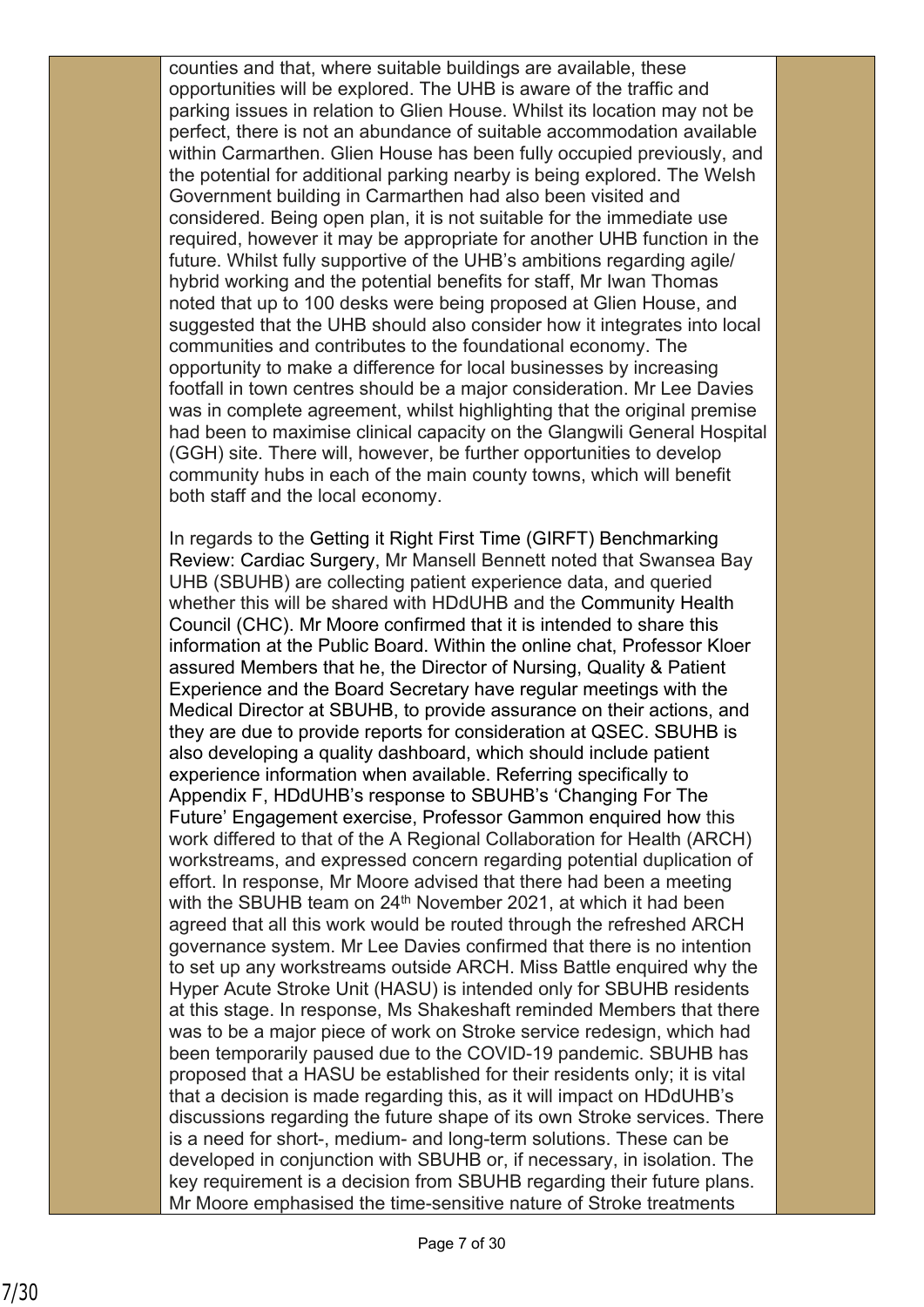counties and that, where suitable buildings are available, these opportunities will be explored. The UHB is aware of the traffic and parking issues in relation to Glien House. Whilst its location may not be perfect, there is not an abundance of suitable accommodation available within Carmarthen. Glien House has been fully occupied previously, and the potential for additional parking nearby is being explored. The Welsh Government building in Carmarthen had also been visited and considered. Being open plan, it is not suitable for the immediate use required, however it may be appropriate for another UHB function in the future. Whilst fully supportive of the UHB's ambitions regarding agile/ hybrid working and the potential benefits for staff, Mr Iwan Thomas noted that up to 100 desks were being proposed at Glien House, and suggested that the UHB should also consider how it integrates into local communities and contributes to the foundational economy. The opportunity to make a difference for local businesses by increasing footfall in town centres should be a major consideration. Mr Lee Davies was in complete agreement, whilst highlighting that the original premise had been to maximise clinical capacity on the Glangwili General Hospital (GGH) site. There will, however, be further opportunities to develop community hubs in each of the main county towns, which will benefit both staff and the local economy.

In regards to the Getting it Right First Time (GIRFT) Benchmarking Review: Cardiac Surgery, Mr Mansell Bennett noted that Swansea Bay UHB (SBUHB) are collecting patient experience data, and queried whether this will be shared with HDdUHB and the Community Health Council (CHC). Mr Moore confirmed that it is intended to share this information at the Public Board. Within the online chat, Professor Kloer assured Members that he, the Director of Nursing, Quality & Patient Experience and the Board Secretary have regular meetings with the Medical Director at SBUHB, to provide assurance on their actions, and they are due to provide reports for consideration at QSEC. SBUHB is also developing a quality dashboard, which should include patient experience information when available. Referring specifically to Appendix F, HDdUHB's response to SBUHB's 'Changing For The Future' Engagement exercise, Professor Gammon enquired how this work differed to that of the A Regional Collaboration for Health (ARCH) workstreams, and expressed concern regarding potential duplication of effort. In response, Mr Moore advised that there had been a meeting with the SBUHB team on 24th November 2021, at which it had been agreed that all this work would be routed through the refreshed ARCH governance system. Mr Lee Davies confirmed that there is no intention to set up any workstreams outside ARCH. Miss Battle enquired why the Hyper Acute Stroke Unit (HASU) is intended only for SBUHB residents at this stage. In response, Ms Shakeshaft reminded Members that there was to be a major piece of work on Stroke service redesign, which had been temporarily paused due to the COVID-19 pandemic. SBUHB has proposed that a HASU be established for their residents only; it is vital that a decision is made regarding this, as it will impact on HDdUHB's discussions regarding the future shape of its own Stroke services. There is a need for short-, medium- and long-term solutions. These can be developed in conjunction with SBUHB or, if necessary, in isolation. The key requirement is a decision from SBUHB regarding their future plans. Mr Moore emphasised the time-sensitive nature of Stroke treatments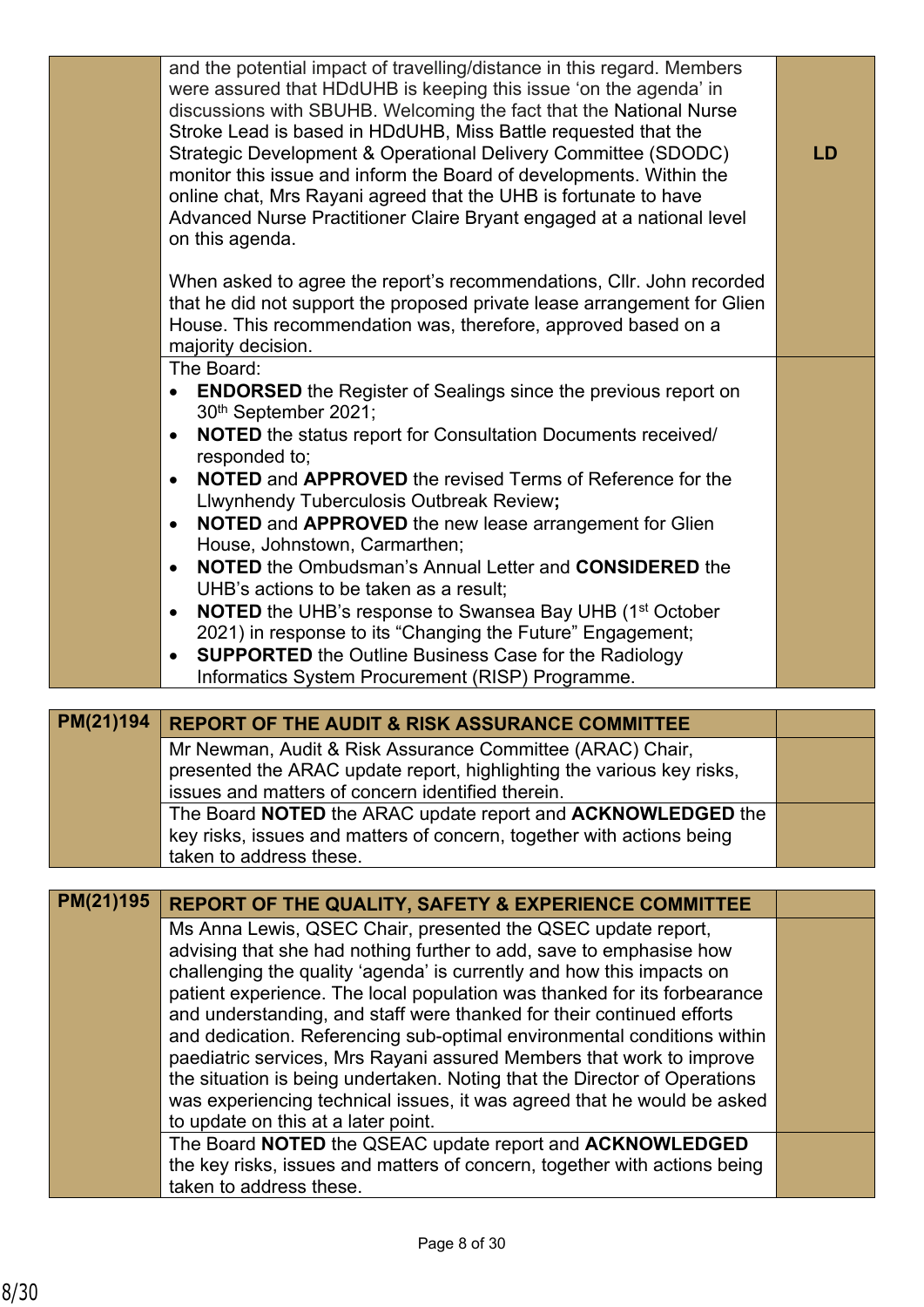| | | |
|---|---|---|
| | and the potential impact of travelling/distance in this regard. Members were assured that HDdUHB is keeping this issue 'on the agenda' in discussions with SBUHB. Welcoming the fact that the National Nurse Stroke Lead is based in HDdUHB, Miss Battle requested that the Strategic Development & Operational Delivery Committee (SDODC) monitor this issue and inform the Board of developments. Within the online chat, Mrs Rayani agreed that the UHB is fortunate to have Advanced Nurse Practitioner Claire Bryant engaged at a national level on this agenda.<br><br>When asked to agree the report's recommendations, Cllr. John recorded that he did not support the proposed private lease arrangement for Glien House. This recommendation was, therefore, approved based on a majority decision. | **LD** |
| | The Board:<br>• **ENDORSED** the Register of Sealings since the previous report on 30th September 2021;<br>• **NOTED** the status report for Consultation Documents received/ responded to;<br>• **NOTED** and **APPROVED** the revised Terms of Reference for the Llwynhendy Tuberculosis Outbreak Review**;**<br>• **NOTED** and **APPROVED** the new lease arrangement for Glien House, Johnstown, Carmarthen;<br>• **NOTED** the Ombudsman's Annual Letter and **CONSIDERED** the UHB's actions to be taken as a result;<br>• **NOTED** the UHB's response to Swansea Bay UHB (1st October 2021) in response to its "Changing the Future" Engagement;<br>• **SUPPORTED** the Outline Business Case for the Radiology Informatics System Procurement (RISP) Programme. | |

| | | |
|---|---|---|
| **PM(21)194** | **REPORT OF THE AUDIT & RISK ASSURANCE COMMITTEE** | |
| | Mr Newman, Audit & Risk Assurance Committee (ARAC) Chair, presented the ARAC update report, highlighting the various key risks, issues and matters of concern identified therein. | |
| | The Board **NOTED** the ARAC update report and **ACKNOWLEDGED** the key risks, issues and matters of concern, together with actions being taken to address these. | |

| | | |
|---|---|---|
| **PM(21)195** | **REPORT OF THE QUALITY, SAFETY & EXPERIENCE COMMITTEE** | |
| | Ms Anna Lewis, QSEC Chair, presented the QSEC update report, advising that she had nothing further to add, save to emphasise how challenging the quality 'agenda' is currently and how this impacts on patient experience. The local population was thanked for its forbearance and understanding, and staff were thanked for their continued efforts and dedication. Referencing sub-optimal environmental conditions within paediatric services, Mrs Rayani assured Members that work to improve the situation is being undertaken. Noting that the Director of Operations was experiencing technical issues, it was agreed that he would be asked to update on this at a later point. | |
| | The Board **NOTED** the QSEAC update report and **ACKNOWLEDGED** the key risks, issues and matters of concern, together with actions being taken to address these. | |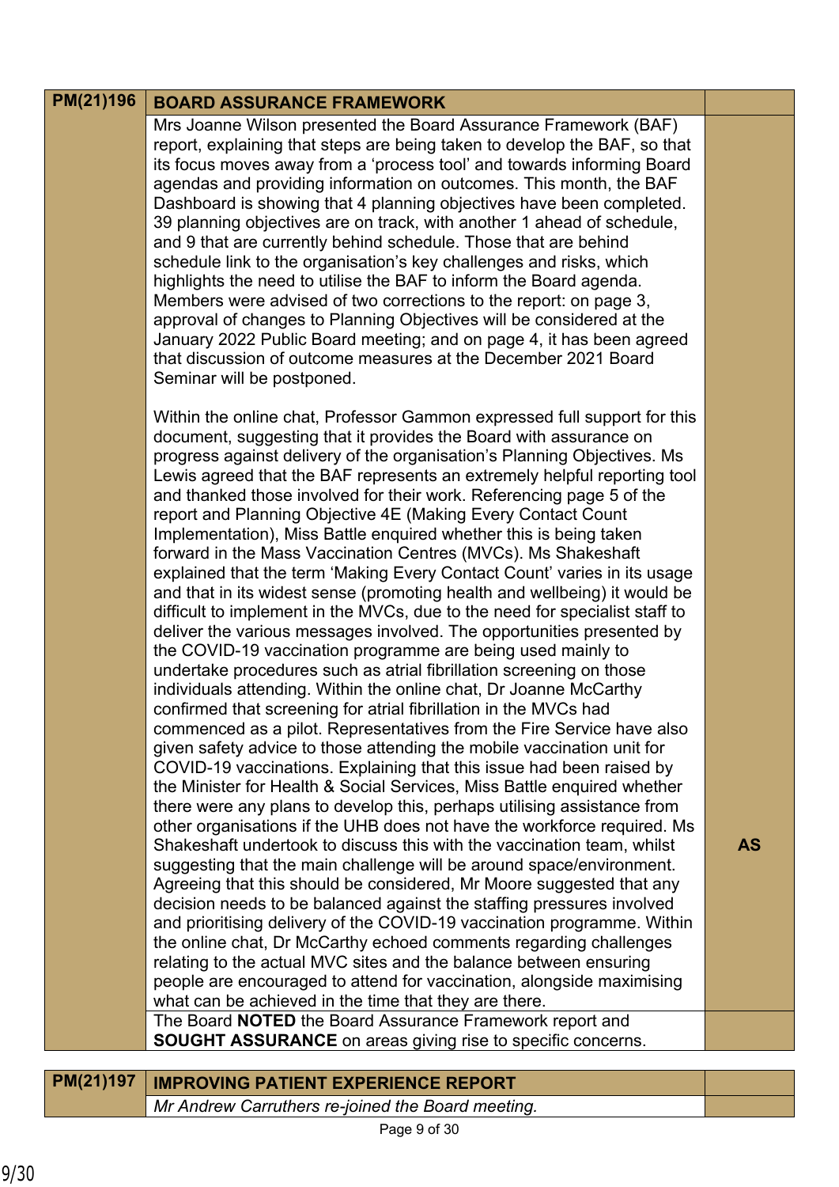| PM(21)196 | BOARD ASSURANCE FRAMEWORK | |
|---|---|---|
| | Mrs Joanne Wilson presented the Board Assurance Framework (BAF) report, explaining that steps are being taken to develop the BAF, so that its focus moves away from a 'process tool' and towards informing Board agendas and providing information on outcomes. This month, the BAF Dashboard is showing that 4 planning objectives have been completed. 39 planning objectives are on track, with another 1 ahead of schedule, and 9 that are currently behind schedule. Those that are behind schedule link to the organisation's key challenges and risks, which highlights the need to utilise the BAF to inform the Board agenda. Members were advised of two corrections to the report: on page 3, approval of changes to Planning Objectives will be considered at the January 2022 Public Board meeting; and on page 4, it has been agreed that discussion of outcome measures at the December 2021 Board Seminar will be postponed.<br><br>Within the online chat, Professor Gammon expressed full support for this document, suggesting that it provides the Board with assurance on progress against delivery of the organisation's Planning Objectives. Ms Lewis agreed that the BAF represents an extremely helpful reporting tool and thanked those involved for their work. Referencing page 5 of the report and Planning Objective 4E (Making Every Contact Count Implementation), Miss Battle enquired whether this is being taken forward in the Mass Vaccination Centres (MVCs). Ms Shakeshaft explained that the term 'Making Every Contact Count' varies in its usage and that in its widest sense (promoting health and wellbeing) it would be difficult to implement in the MVCs, due to the need for specialist staff to deliver the various messages involved. The opportunities presented by the COVID-19 vaccination programme are being used mainly to undertake procedures such as atrial fibrillation screening on those individuals attending. Within the online chat, Dr Joanne McCarthy confirmed that screening for atrial fibrillation in the MVCs had commenced as a pilot. Representatives from the Fire Service have also given safety advice to those attending the mobile vaccination unit for COVID-19 vaccinations. Explaining that this issue had been raised by the Minister for Health & Social Services, Miss Battle enquired whether there were any plans to develop this, perhaps utilising assistance from other organisations if the UHB does not have the workforce required. Ms Shakeshaft undertook to discuss this with the vaccination team, whilst suggesting that the main challenge will be around space/environment. Agreeing that this should be considered, Mr Moore suggested that any decision needs to be balanced against the staffing pressures involved and prioritising delivery of the COVID-19 vaccination programme. Within the online chat, Dr McCarthy echoed comments regarding challenges relating to the actual MVC sites and the balance between ensuring people are encouraged to attend for vaccination, alongside maximising what can be achieved in the time that they are there. | **AS** |
| | The Board **NOTED** the Board Assurance Framework report and **SOUGHT ASSURANCE** on areas giving rise to specific concerns. | |

| PM(21)197 | IMPROVING PATIENT EXPERIENCE REPORT | |
|---|---|---|
| | *Mr Andrew Carruthers re-joined the Board meeting.* | |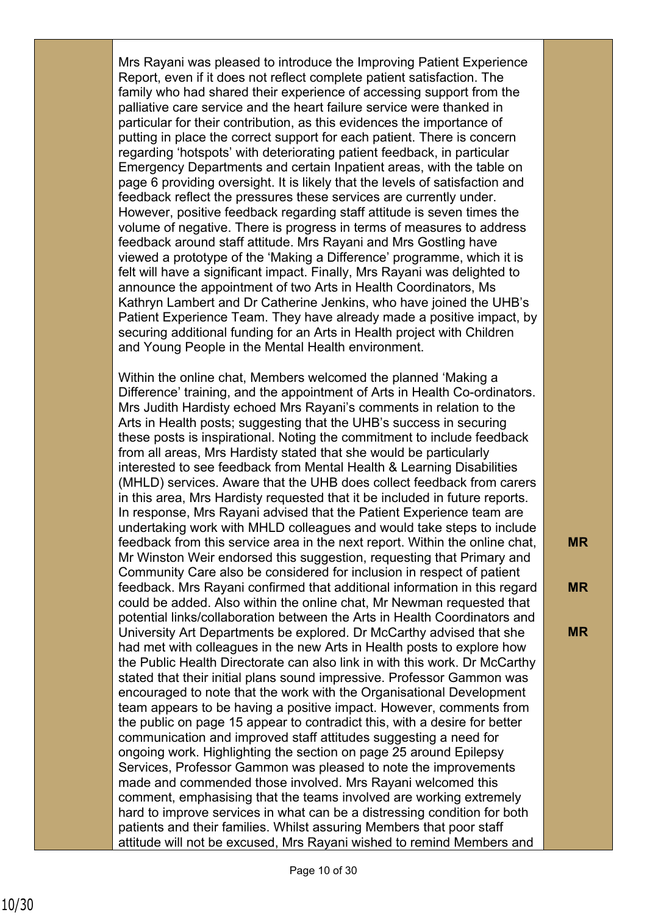| | | |
|---|---|---|
| | Mrs Rayani was pleased to introduce the Improving Patient Experience Report, even if it does not reflect complete patient satisfaction. The family who had shared their experience of accessing support from the palliative care service and the heart failure service were thanked in particular for their contribution, as this evidences the importance of putting in place the correct support for each patient. There is concern regarding 'hotspots' with deteriorating patient feedback, in particular Emergency Departments and certain Inpatient areas, with the table on page 6 providing oversight. It is likely that the levels of satisfaction and feedback reflect the pressures these services are currently under. However, positive feedback regarding staff attitude is seven times the volume of negative. There is progress in terms of measures to address feedback around staff attitude. Mrs Rayani and Mrs Gostling have viewed a prototype of the 'Making a Difference' programme, which it is felt will have a significant impact. Finally, Mrs Rayani was delighted to announce the appointment of two Arts in Health Coordinators, Ms Kathryn Lambert and Dr Catherine Jenkins, who have joined the UHB's Patient Experience Team. They have already made a positive impact, by securing additional funding for an Arts in Health project with Children and Young People in the Mental Health environment. | |
| | Within the online chat, Members welcomed the planned 'Making a Difference' training, and the appointment of Arts in Health Co-ordinators. Mrs Judith Hardisty echoed Mrs Rayani's comments in relation to the Arts in Health posts; suggesting that the UHB's success in securing these posts is inspirational. Noting the commitment to include feedback from all areas, Mrs Hardisty stated that she would be particularly interested to see feedback from Mental Health & Learning Disabilities (MHLD) services. Aware that the UHB does collect feedback from carers in this area, Mrs Hardisty requested that it be included in future reports. In response, Mrs Rayani advised that the Patient Experience team are undertaking work with MHLD colleagues and would take steps to include feedback from this service area in the next report. Within the online chat, Mr Winston Weir endorsed this suggestion, requesting that Primary and Community Care also be considered for inclusion in respect of patient feedback. Mrs Rayani confirmed that additional information in this regard could be added. Also within the online chat, Mr Newman requested that potential links/collaboration between the Arts in Health Coordinators and University Art Departments be explored. Dr McCarthy advised that she had met with colleagues in the new Arts in Health posts to explore how the Public Health Directorate can also link in with this work. Dr McCarthy stated that their initial plans sound impressive. Professor Gammon was encouraged to note that the work with the Organisational Development team appears to be having a positive impact. However, comments from the public on page 15 appear to contradict this, with a desire for better communication and improved staff attitudes suggesting a need for ongoing work. Highlighting the section on page 25 around Epilepsy Services, Professor Gammon was pleased to note the improvements made and commended those involved. Mrs Rayani welcomed this comment, emphasising that the teams involved are working extremely hard to improve services in what can be a distressing condition for both patients and their families. Whilst assuring Members that poor staff attitude will not be excused, Mrs Rayani wished to remind Members and | **MR**<br><br>**MR**<br><br>**MR** |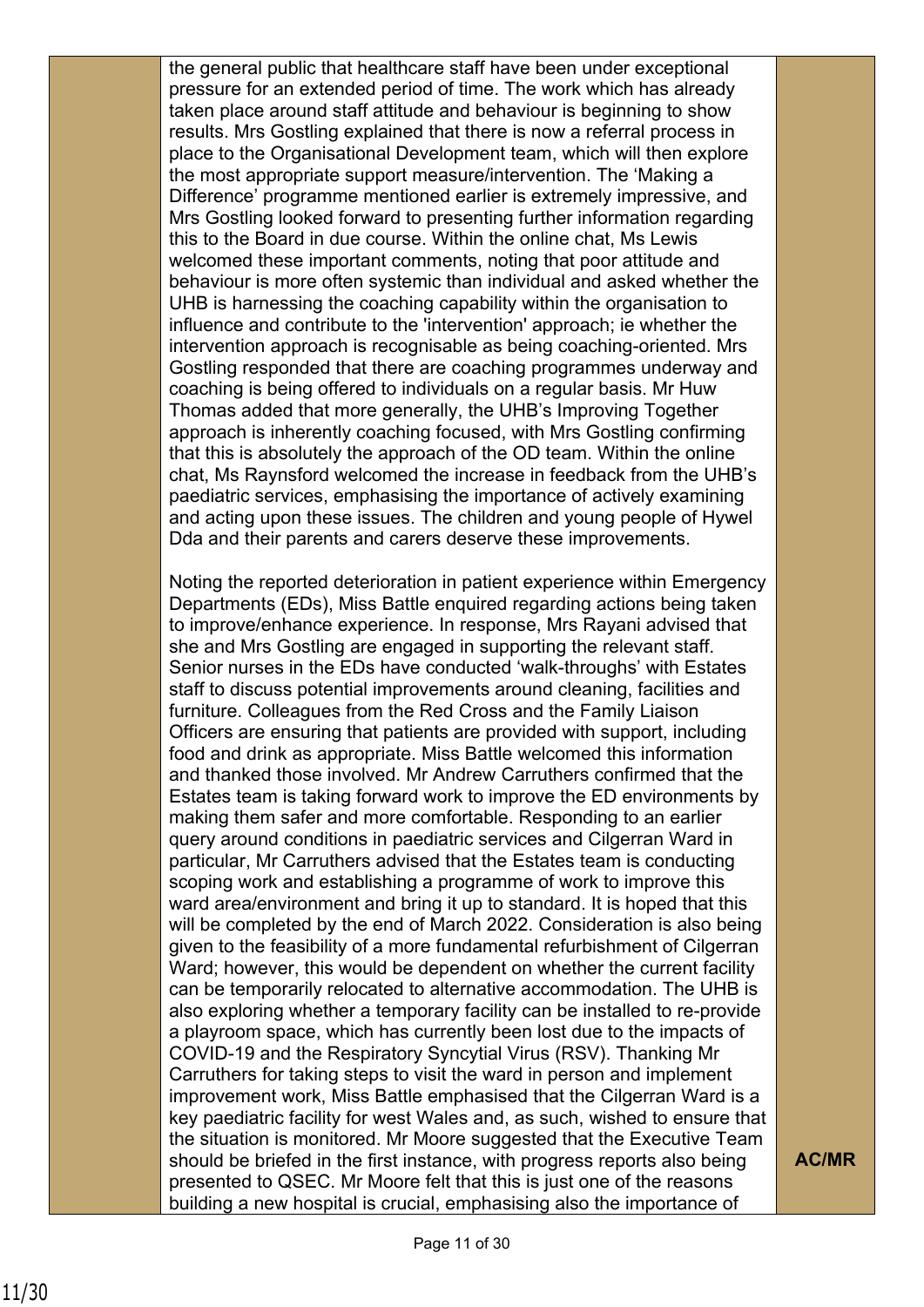| | | |
|---|---|---|
| | the general public that healthcare staff have been under exceptional pressure for an extended period of time. The work which has already taken place around staff attitude and behaviour is beginning to show results. Mrs Gostling explained that there is now a referral process in place to the Organisational Development team, which will then explore the most appropriate support measure/intervention. The 'Making a Difference' programme mentioned earlier is extremely impressive, and Mrs Gostling looked forward to presenting further information regarding this to the Board in due course. Within the online chat, Ms Lewis welcomed these important comments, noting that poor attitude and behaviour is more often systemic than individual and asked whether the UHB is harnessing the coaching capability within the organisation to influence and contribute to the 'intervention' approach; ie whether the intervention approach is recognisable as being coaching-oriented. Mrs Gostling responded that there are coaching programmes underway and coaching is being offered to individuals on a regular basis. Mr Huw Thomas added that more generally, the UHB's Improving Together approach is inherently coaching focused, with Mrs Gostling confirming that this is absolutely the approach of the OD team. Within the online chat, Ms Raynsford welcomed the increase in feedback from the UHB's paediatric services, emphasising the importance of actively examining and acting upon these issues. The children and young people of Hywel Dda and their parents and carers deserve these improvements.<br><br>Noting the reported deterioration in patient experience within Emergency Departments (EDs), Miss Battle enquired regarding actions being taken to improve/enhance experience. In response, Mrs Rayani advised that she and Mrs Gostling are engaged in supporting the relevant staff. Senior nurses in the EDs have conducted 'walk-throughs' with Estates staff to discuss potential improvements around cleaning, facilities and furniture. Colleagues from the Red Cross and the Family Liaison Officers are ensuring that patients are provided with support, including food and drink as appropriate. Miss Battle welcomed this information and thanked those involved. Mr Andrew Carruthers confirmed that the Estates team is taking forward work to improve the ED environments by making them safer and more comfortable. Responding to an earlier query around conditions in paediatric services and Cilgerran Ward in particular, Mr Carruthers advised that the Estates team is conducting scoping work and establishing a programme of work to improve this ward area/environment and bring it up to standard. It is hoped that this will be completed by the end of March 2022. Consideration is also being given to the feasibility of a more fundamental refurbishment of Cilgerran Ward; however, this would be dependent on whether the current facility can be temporarily relocated to alternative accommodation. The UHB is also exploring whether a temporary facility can be installed to re-provide a playroom space, which has currently been lost due to the impacts of COVID-19 and the Respiratory Syncytial Virus (RSV). Thanking Mr Carruthers for taking steps to visit the ward in person and implement improvement work, Miss Battle emphasised that the Cilgerran Ward is a key paediatric facility for west Wales and, as such, wished to ensure that the situation is monitored. Mr Moore suggested that the Executive Team should be briefed in the first instance, with progress reports also being presented to QSEC. Mr Moore felt that this is just one of the reasons building a new hospital is crucial, emphasising also the importance of | **AC/MR** |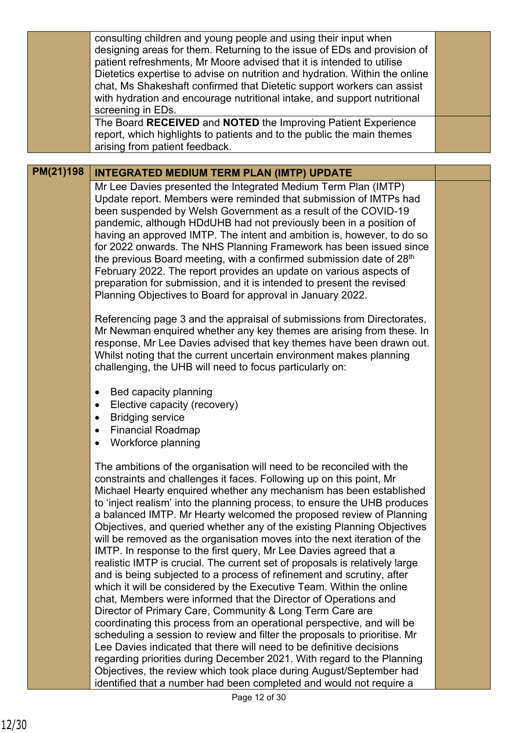| | | |
|---|---|---|
| | consulting children and young people and using their input when designing areas for them. Returning to the issue of EDs and provision of patient refreshments, Mr Moore advised that it is intended to utilise Dietetics expertise to advise on nutrition and hydration. Within the online chat, Ms Shakeshaft confirmed that Dietetic support workers can assist with hydration and encourage nutritional intake, and support nutritional screening in EDs. | |
| | The Board **RECEIVED** and **NOTED** the Improving Patient Experience report, which highlights to patients and to the public the main themes arising from patient feedback. | |

| **PM(21)198** | **INTEGRATED MEDIUM TERM PLAN (IMTP) UPDATE** | |
|---|---|---|
| | Mr Lee Davies presented the Integrated Medium Term Plan (IMTP) Update report. Members were reminded that submission of IMTPs had been suspended by Welsh Government as a result of the COVID-19 pandemic, although HDdUHB had not previously been in a position of having an approved IMTP. The intent and ambition is, however, to do so for 2022 onwards. The NHS Planning Framework has been issued since the previous Board meeting, with a confirmed submission date of 28th February 2022. The report provides an update on various aspects of preparation for submission, and it is intended to present the revised Planning Objectives to Board for approval in January 2022.<br><br>Referencing page 3 and the appraisal of submissions from Directorates, Mr Newman enquired whether any key themes are arising from these. In response, Mr Lee Davies advised that key themes have been drawn out. Whilst noting that the current uncertain environment makes planning challenging, the UHB will need to focus particularly on:<br><br>• Bed capacity planning<br>• Elective capacity (recovery)<br>• Bridging service<br>• Financial Roadmap<br>• Workforce planning<br><br>The ambitions of the organisation will need to be reconciled with the constraints and challenges it faces. Following up on this point, Mr Michael Hearty enquired whether any mechanism has been established to 'inject realism' into the planning process, to ensure the UHB produces a balanced IMTP. Mr Hearty welcomed the proposed review of Planning Objectives, and queried whether any of the existing Planning Objectives will be removed as the organisation moves into the next iteration of the IMTP. In response to the first query, Mr Lee Davies agreed that a realistic IMTP is crucial. The current set of proposals is relatively large and is being subjected to a process of refinement and scrutiny, after which it will be considered by the Executive Team. Within the online chat, Members were informed that the Director of Operations and Director of Primary Care, Community & Long Term Care are coordinating this process from an operational perspective, and will be scheduling a session to review and filter the proposals to prioritise. Mr Lee Davies indicated that there will need to be definitive decisions regarding priorities during December 2021. With regard to the Planning Objectives, the review which took place during August/September had identified that a number had been completed and would not require a | |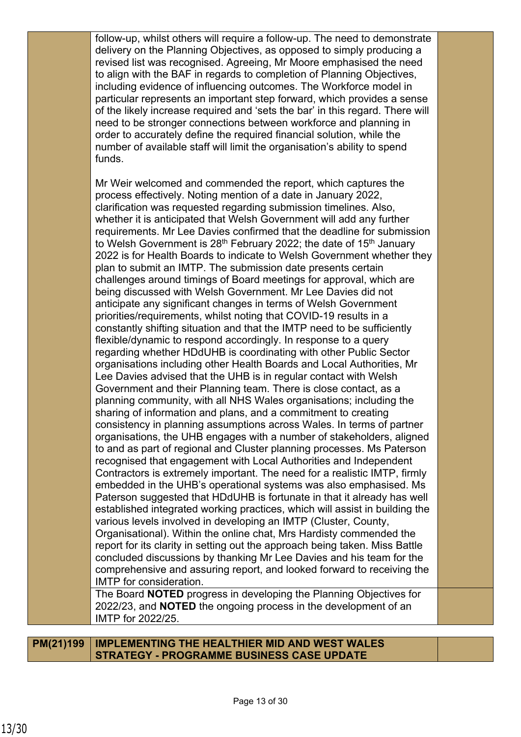| | | |
|---|---|---|
| | follow-up, whilst others will require a follow-up. The need to demonstrate delivery on the Planning Objectives, as opposed to simply producing a revised list was recognised. Agreeing, Mr Moore emphasised the need to align with the BAF in regards to completion of Planning Objectives, including evidence of influencing outcomes. The Workforce model in particular represents an important step forward, which provides a sense of the likely increase required and 'sets the bar' in this regard. There will need to be stronger connections between workforce and planning in order to accurately define the required financial solution, while the number of available staff will limit the organisation's ability to spend funds.<br><br>Mr Weir welcomed and commended the report, which captures the process effectively. Noting mention of a date in January 2022, clarification was requested regarding submission timelines. Also, whether it is anticipated that Welsh Government will add any further requirements. Mr Lee Davies confirmed that the deadline for submission to Welsh Government is 28th February 2022; the date of 15th January 2022 is for Health Boards to indicate to Welsh Government whether they plan to submit an IMTP. The submission date presents certain challenges around timings of Board meetings for approval, which are being discussed with Welsh Government. Mr Lee Davies did not anticipate any significant changes in terms of Welsh Government priorities/requirements, whilst noting that COVID-19 results in a constantly shifting situation and that the IMTP need to be sufficiently flexible/dynamic to respond accordingly. In response to a query regarding whether HDdUHB is coordinating with other Public Sector organisations including other Health Boards and Local Authorities, Mr Lee Davies advised that the UHB is in regular contact with Welsh Government and their Planning team. There is close contact, as a planning community, with all NHS Wales organisations; including the sharing of information and plans, and a commitment to creating consistency in planning assumptions across Wales. In terms of partner organisations, the UHB engages with a number of stakeholders, aligned to and as part of regional and Cluster planning processes. Ms Paterson recognised that engagement with Local Authorities and Independent Contractors is extremely important. The need for a realistic IMTP, firmly embedded in the UHB's operational systems was also emphasised. Ms Paterson suggested that HDdUHB is fortunate in that it already has well established integrated working practices, which will assist in building the various levels involved in developing an IMTP (Cluster, County, Organisational). Within the online chat, Mrs Hardisty commended the report for its clarity in setting out the approach being taken. Miss Battle concluded discussions by thanking Mr Lee Davies and his team for the comprehensive and assuring report, and looked forward to receiving the IMTP for consideration. | |
| | The Board **NOTED** progress in developing the Planning Objectives for 2022/23, and **NOTED** the ongoing process in the development of an IMTP for 2022/25. | |

| | | |
|---|---|---|
| **PM(21)199** | **IMPLEMENTING THE HEALTHIER MID AND WEST WALES STRATEGY - PROGRAMME BUSINESS CASE UPDATE** | |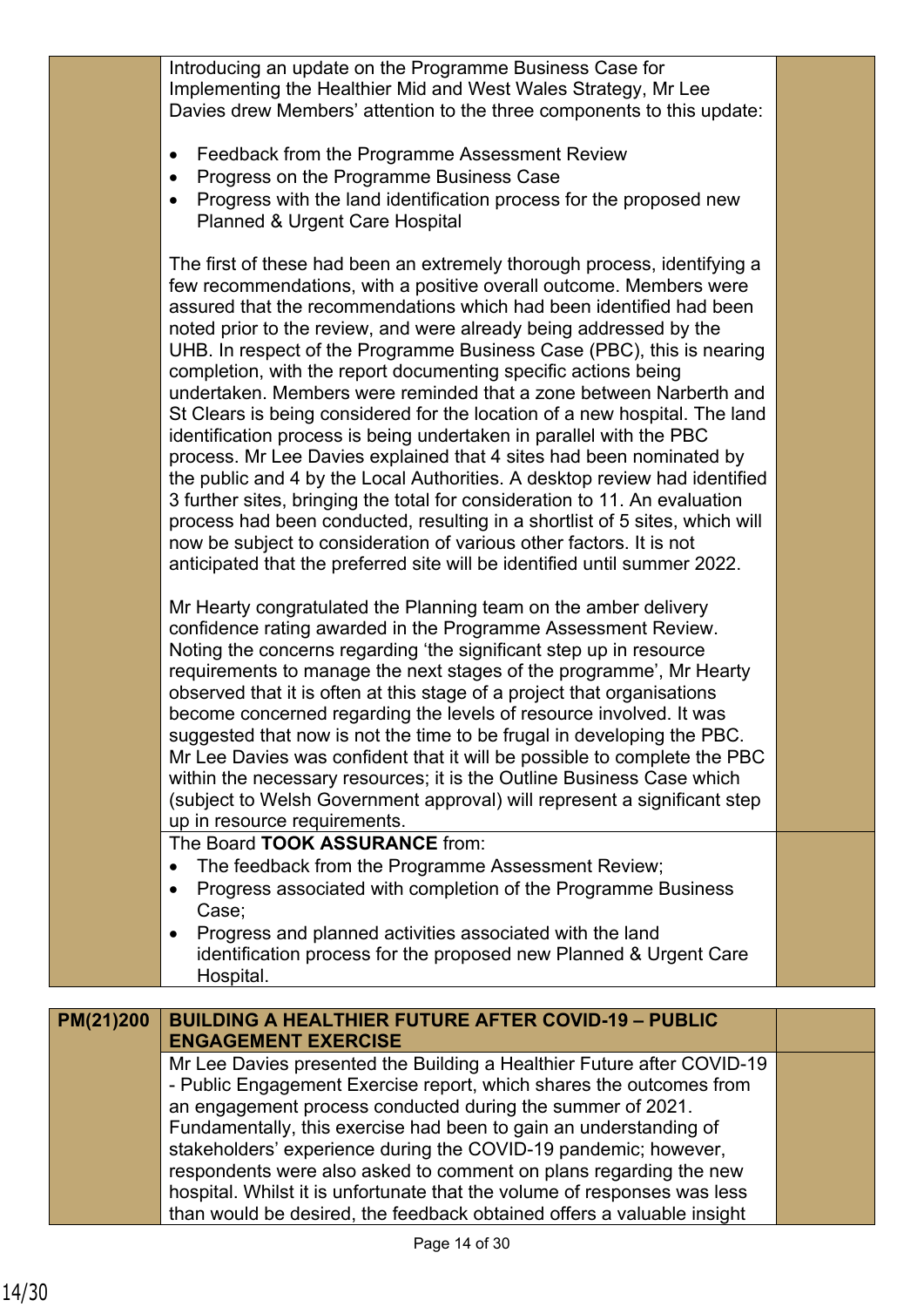Introducing an update on the Programme Business Case for Implementing the Healthier Mid and West Wales Strategy, Mr Lee Davies drew Members' attention to the three components to this update:

- Feedback from the Programme Assessment Review
- Progress on the Programme Business Case
- Progress with the land identification process for the proposed new Planned & Urgent Care Hospital

The first of these had been an extremely thorough process, identifying a few recommendations, with a positive overall outcome. Members were assured that the recommendations which had been identified had been noted prior to the review, and were already being addressed by the UHB. In respect of the Programme Business Case (PBC), this is nearing completion, with the report documenting specific actions being undertaken. Members were reminded that a zone between Narberth and St Clears is being considered for the location of a new hospital. The land identification process is being undertaken in parallel with the PBC process. Mr Lee Davies explained that 4 sites had been nominated by the public and 4 by the Local Authorities. A desktop review had identified 3 further sites, bringing the total for consideration to 11. An evaluation process had been conducted, resulting in a shortlist of 5 sites, which will now be subject to consideration of various other factors. It is not anticipated that the preferred site will be identified until summer 2022.

Mr Hearty congratulated the Planning team on the amber delivery confidence rating awarded in the Programme Assessment Review. Noting the concerns regarding 'the significant step up in resource requirements to manage the next stages of the programme', Mr Hearty observed that it is often at this stage of a project that organisations become concerned regarding the levels of resource involved. It was suggested that now is not the time to be frugal in developing the PBC. Mr Lee Davies was confident that it will be possible to complete the PBC within the necessary resources; it is the Outline Business Case which (subject to Welsh Government approval) will represent a significant step up in resource requirements.

The Board **TOOK ASSURANCE** from:

- The feedback from the Programme Assessment Review;
- Progress associated with completion of the Programme Business Case;
- Progress and planned activities associated with the land identification process for the proposed new Planned & Urgent Care Hospital.

**PM(21)200 BUILDING A HEALTHIER FUTURE AFTER COVID-19 – PUBLIC ENGAGEMENT EXERCISE**

Mr Lee Davies presented the Building a Healthier Future after COVID-19 - Public Engagement Exercise report, which shares the outcomes from an engagement process conducted during the summer of 2021. Fundamentally, this exercise had been to gain an understanding of stakeholders' experience during the COVID-19 pandemic; however, respondents were also asked to comment on plans regarding the new hospital. Whilst it is unfortunate that the volume of responses was less than would be desired, the feedback obtained offers a valuable insight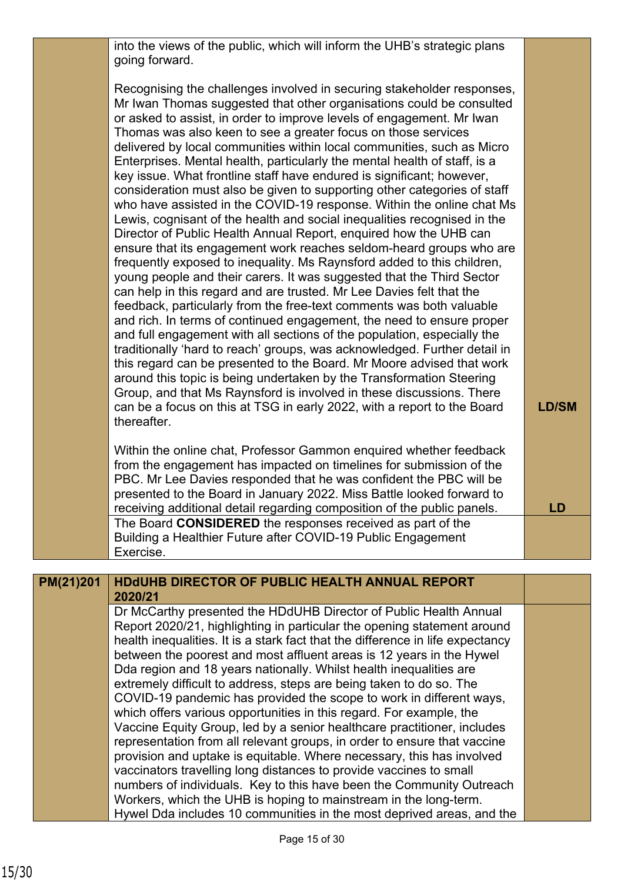| | | |
|---|---|---|
| | into the views of the public, which will inform the UHB's strategic plans going forward.<br><br>Recognising the challenges involved in securing stakeholder responses, Mr Iwan Thomas suggested that other organisations could be consulted or asked to assist, in order to improve levels of engagement. Mr Iwan Thomas was also keen to see a greater focus on those services delivered by local communities within local communities, such as Micro Enterprises. Mental health, particularly the mental health of staff, is a key issue. What frontline staff have endured is significant; however, consideration must also be given to supporting other categories of staff who have assisted in the COVID-19 response. Within the online chat Ms Lewis, cognisant of the health and social inequalities recognised in the Director of Public Health Annual Report, enquired how the UHB can ensure that its engagement work reaches seldom-heard groups who are frequently exposed to inequality. Ms Raynsford added to this children, young people and their carers. It was suggested that the Third Sector can help in this regard and are trusted. Mr Lee Davies felt that the feedback, particularly from the free-text comments was both valuable and rich. In terms of continued engagement, the need to ensure proper and full engagement with all sections of the population, especially the traditionally 'hard to reach' groups, was acknowledged. Further detail in this regard can be presented to the Board. Mr Moore advised that work around this topic is being undertaken by the Transformation Steering Group, and that Ms Raynsford is involved in these discussions. There can be a focus on this at TSG in early 2022, with a report to the Board thereafter.<br><br>Within the online chat, Professor Gammon enquired whether feedback from the engagement has impacted on timelines for submission of the PBC. Mr Lee Davies responded that he was confident the PBC will be presented to the Board in January 2022. Miss Battle looked forward to receiving additional detail regarding composition of the public panels. | **LD/SM**<br><br><br>**LD** |
| | The Board **CONSIDERED** the responses received as part of the Building a Healthier Future after COVID-19 Public Engagement Exercise. | |

| | | |
|---|---|---|
| **PM(21)201** | **HDdUHB DIRECTOR OF PUBLIC HEALTH ANNUAL REPORT 2020/21** | |
| | Dr McCarthy presented the HDdUHB Director of Public Health Annual Report 2020/21, highlighting in particular the opening statement around health inequalities. It is a stark fact that the difference in life expectancy between the poorest and most affluent areas is 12 years in the Hywel Dda region and 18 years nationally. Whilst health inequalities are extremely difficult to address, steps are being taken to do so. The COVID-19 pandemic has provided the scope to work in different ways, which offers various opportunities in this regard. For example, the Vaccine Equity Group, led by a senior healthcare practitioner, includes representation from all relevant groups, in order to ensure that vaccine provision and uptake is equitable. Where necessary, this has involved vaccinators travelling long distances to provide vaccines to small numbers of individuals. Key to this have been the Community Outreach Workers, which the UHB is hoping to mainstream in the long-term. Hywel Dda includes 10 communities in the most deprived areas, and the | |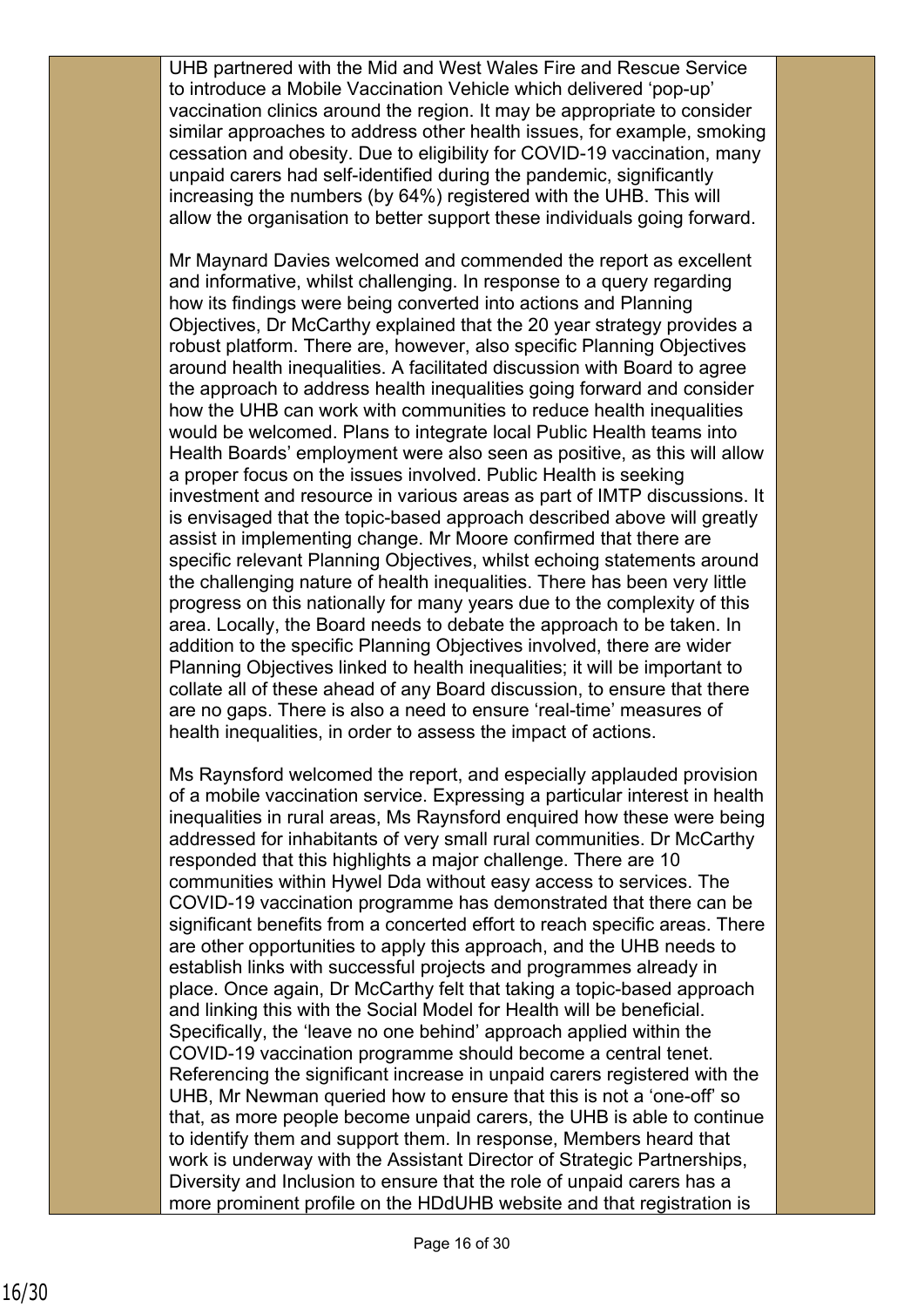UHB partnered with the Mid and West Wales Fire and Rescue Service to introduce a Mobile Vaccination Vehicle which delivered 'pop-up' vaccination clinics around the region. It may be appropriate to consider similar approaches to address other health issues, for example, smoking cessation and obesity. Due to eligibility for COVID-19 vaccination, many unpaid carers had self-identified during the pandemic, significantly increasing the numbers (by 64%) registered with the UHB. This will allow the organisation to better support these individuals going forward.

Mr Maynard Davies welcomed and commended the report as excellent and informative, whilst challenging. In response to a query regarding how its findings were being converted into actions and Planning Objectives, Dr McCarthy explained that the 20 year strategy provides a robust platform. There are, however, also specific Planning Objectives around health inequalities. A facilitated discussion with Board to agree the approach to address health inequalities going forward and consider how the UHB can work with communities to reduce health inequalities would be welcomed. Plans to integrate local Public Health teams into Health Boards' employment were also seen as positive, as this will allow a proper focus on the issues involved. Public Health is seeking investment and resource in various areas as part of IMTP discussions. It is envisaged that the topic-based approach described above will greatly assist in implementing change. Mr Moore confirmed that there are specific relevant Planning Objectives, whilst echoing statements around the challenging nature of health inequalities. There has been very little progress on this nationally for many years due to the complexity of this area. Locally, the Board needs to debate the approach to be taken. In addition to the specific Planning Objectives involved, there are wider Planning Objectives linked to health inequalities; it will be important to collate all of these ahead of any Board discussion, to ensure that there are no gaps. There is also a need to ensure 'real-time' measures of health inequalities, in order to assess the impact of actions.

Ms Raynsford welcomed the report, and especially applauded provision of a mobile vaccination service. Expressing a particular interest in health inequalities in rural areas, Ms Raynsford enquired how these were being addressed for inhabitants of very small rural communities. Dr McCarthy responded that this highlights a major challenge. There are 10 communities within Hywel Dda without easy access to services. The COVID-19 vaccination programme has demonstrated that there can be significant benefits from a concerted effort to reach specific areas. There are other opportunities to apply this approach, and the UHB needs to establish links with successful projects and programmes already in place. Once again, Dr McCarthy felt that taking a topic-based approach and linking this with the Social Model for Health will be beneficial. Specifically, the 'leave no one behind' approach applied within the COVID-19 vaccination programme should become a central tenet. Referencing the significant increase in unpaid carers registered with the UHB, Mr Newman queried how to ensure that this is not a 'one-off' so that, as more people become unpaid carers, the UHB is able to continue to identify them and support them. In response, Members heard that work is underway with the Assistant Director of Strategic Partnerships, Diversity and Inclusion to ensure that the role of unpaid carers has a more prominent profile on the HDdUHB website and that registration is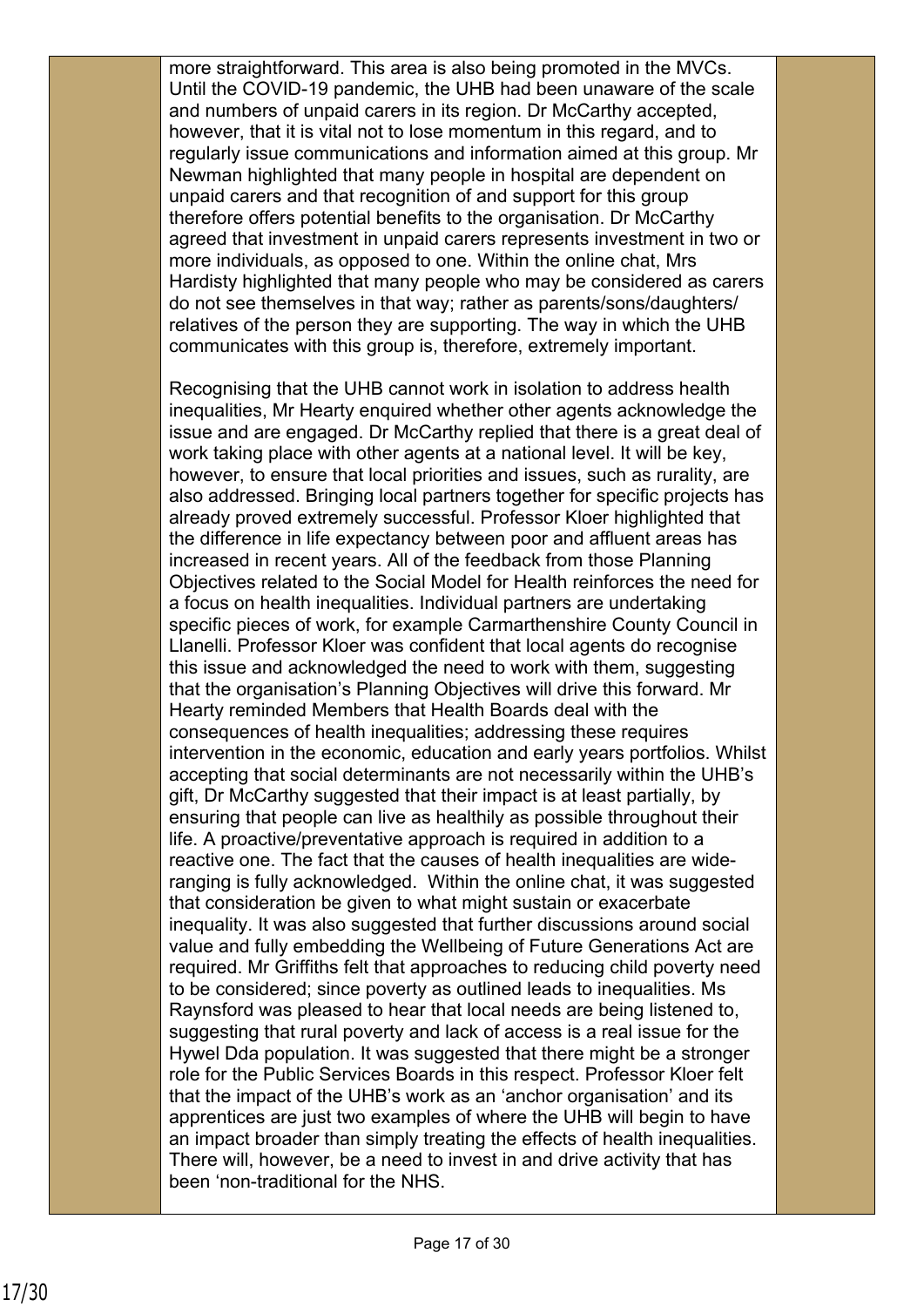more straightforward. This area is also being promoted in the MVCs. Until the COVID-19 pandemic, the UHB had been unaware of the scale and numbers of unpaid carers in its region. Dr McCarthy accepted, however, that it is vital not to lose momentum in this regard, and to regularly issue communications and information aimed at this group. Mr Newman highlighted that many people in hospital are dependent on unpaid carers and that recognition of and support for this group therefore offers potential benefits to the organisation. Dr McCarthy agreed that investment in unpaid carers represents investment in two or more individuals, as opposed to one. Within the online chat, Mrs Hardisty highlighted that many people who may be considered as carers do not see themselves in that way; rather as parents/sons/daughters/ relatives of the person they are supporting. The way in which the UHB communicates with this group is, therefore, extremely important.

Recognising that the UHB cannot work in isolation to address health inequalities, Mr Hearty enquired whether other agents acknowledge the issue and are engaged. Dr McCarthy replied that there is a great deal of work taking place with other agents at a national level. It will be key, however, to ensure that local priorities and issues, such as rurality, are also addressed. Bringing local partners together for specific projects has already proved extremely successful. Professor Kloer highlighted that the difference in life expectancy between poor and affluent areas has increased in recent years. All of the feedback from those Planning Objectives related to the Social Model for Health reinforces the need for a focus on health inequalities. Individual partners are undertaking specific pieces of work, for example Carmarthenshire County Council in Llanelli. Professor Kloer was confident that local agents do recognise this issue and acknowledged the need to work with them, suggesting that the organisation's Planning Objectives will drive this forward. Mr Hearty reminded Members that Health Boards deal with the consequences of health inequalities; addressing these requires intervention in the economic, education and early years portfolios. Whilst accepting that social determinants are not necessarily within the UHB's gift, Dr McCarthy suggested that their impact is at least partially, by ensuring that people can live as healthily as possible throughout their life. A proactive/preventative approach is required in addition to a reactive one. The fact that the causes of health inequalities are wide-ranging is fully acknowledged. Within the online chat, it was suggested that consideration be given to what might sustain or exacerbate inequality. It was also suggested that further discussions around social value and fully embedding the Wellbeing of Future Generations Act are required. Mr Griffiths felt that approaches to reducing child poverty need to be considered; since poverty as outlined leads to inequalities. Ms Raynsford was pleased to hear that local needs are being listened to, suggesting that rural poverty and lack of access is a real issue for the Hywel Dda population. It was suggested that there might be a stronger role for the Public Services Boards in this respect. Professor Kloer felt that the impact of the UHB's work as an 'anchor organisation' and its apprentices are just two examples of where the UHB will begin to have an impact broader than simply treating the effects of health inequalities. There will, however, be a need to invest in and drive activity that has been 'non-traditional for the NHS.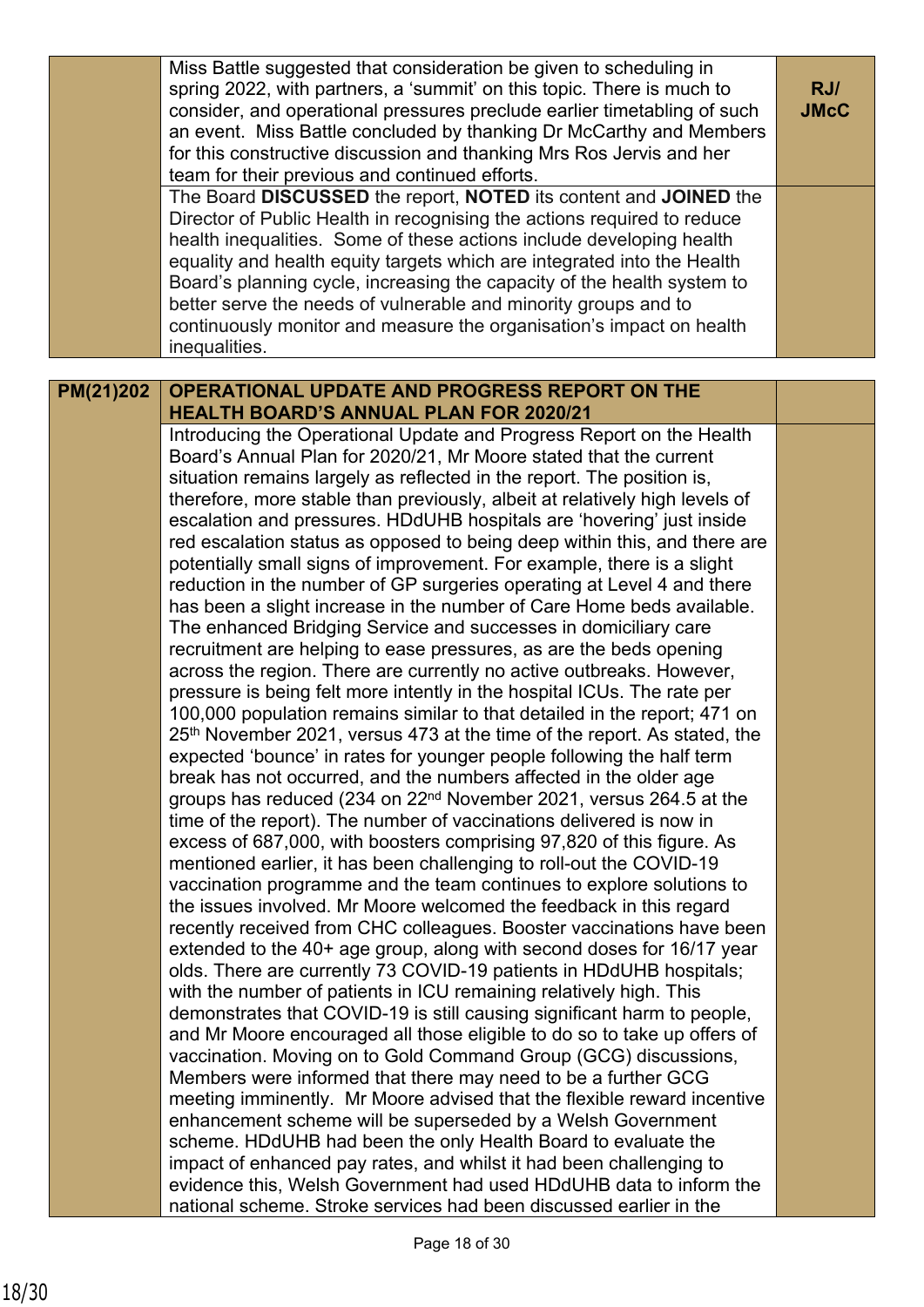| | | |
|---|---|---|
| | Miss Battle suggested that consideration be given to scheduling in spring 2022, with partners, a 'summit' on this topic. There is much to consider, and operational pressures preclude earlier timetabling of such an event. Miss Battle concluded by thanking Dr McCarthy and Members for this constructive discussion and thanking Mrs Ros Jervis and her team for their previous and continued efforts. | **RJ/ JMcC** |
| | The Board **DISCUSSED** the report, **NOTED** its content and **JOINED** the Director of Public Health in recognising the actions required to reduce health inequalities. Some of these actions include developing health equality and health equity targets which are integrated into the Health Board's planning cycle, increasing the capacity of the health system to better serve the needs of vulnerable and minority groups and to continuously monitor and measure the organisation's impact on health inequalities. | |

| | | |
|---|---|---|
| **PM(21)202** | **OPERATIONAL UPDATE AND PROGRESS REPORT ON THE HEALTH BOARD'S ANNUAL PLAN FOR 2020/21** | |
| | Introducing the Operational Update and Progress Report on the Health Board's Annual Plan for 2020/21, Mr Moore stated that the current situation remains largely as reflected in the report. The position is, therefore, more stable than previously, albeit at relatively high levels of escalation and pressures. HDdUHB hospitals are 'hovering' just inside red escalation status as opposed to being deep within this, and there are potentially small signs of improvement. For example, there is a slight reduction in the number of GP surgeries operating at Level 4 and there has been a slight increase in the number of Care Home beds available. The enhanced Bridging Service and successes in domiciliary care recruitment are helping to ease pressures, as are the beds opening across the region. There are currently no active outbreaks. However, pressure is being felt more intently in the hospital ICUs. The rate per 100,000 population remains similar to that detailed in the report; 471 on 25th November 2021, versus 473 at the time of the report. As stated, the expected 'bounce' in rates for younger people following the half term break has not occurred, and the numbers affected in the older age groups has reduced (234 on 22nd November 2021, versus 264.5 at the time of the report). The number of vaccinations delivered is now in excess of 687,000, with boosters comprising 97,820 of this figure. As mentioned earlier, it has been challenging to roll-out the COVID-19 vaccination programme and the team continues to explore solutions to the issues involved. Mr Moore welcomed the feedback in this regard recently received from CHC colleagues. Booster vaccinations have been extended to the 40+ age group, along with second doses for 16/17 year olds. There are currently 73 COVID-19 patients in HDdUHB hospitals; with the number of patients in ICU remaining relatively high. This demonstrates that COVID-19 is still causing significant harm to people, and Mr Moore encouraged all those eligible to do so to take up offers of vaccination. Moving on to Gold Command Group (GCG) discussions, Members were informed that there may need to be a further GCG meeting imminently. Mr Moore advised that the flexible reward incentive enhancement scheme will be superseded by a Welsh Government scheme. HDdUHB had been the only Health Board to evaluate the impact of enhanced pay rates, and whilst it had been challenging to evidence this, Welsh Government had used HDdUHB data to inform the national scheme. Stroke services had been discussed earlier in the | |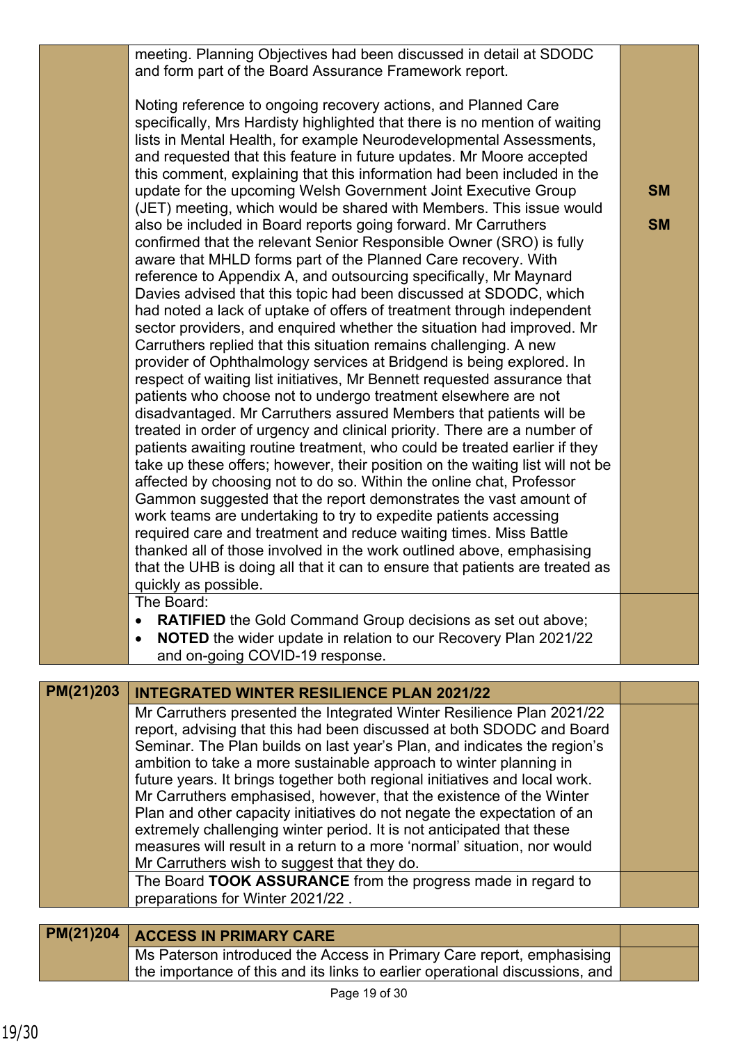| | | |
|---|---|---|
| | meeting. Planning Objectives had been discussed in detail at SDODC and form part of the Board Assurance Framework report.<br><br>Noting reference to ongoing recovery actions, and Planned Care specifically, Mrs Hardisty highlighted that there is no mention of waiting lists in Mental Health, for example Neurodevelopmental Assessments, and requested that this feature in future updates. Mr Moore accepted this comment, explaining that this information had been included in the update for the upcoming Welsh Government Joint Executive Group (JET) meeting, which would be shared with Members. This issue would also be included in Board reports going forward. Mr Carruthers confirmed that the relevant Senior Responsible Owner (SRO) is fully aware that MHLD forms part of the Planned Care recovery. With reference to Appendix A, and outsourcing specifically, Mr Maynard Davies advised that this topic had been discussed at SDODC, which had noted a lack of uptake of offers of treatment through independent sector providers, and enquired whether the situation had improved. Mr Carruthers replied that this situation remains challenging. A new provider of Ophthalmology services at Bridgend is being explored. In respect of waiting list initiatives, Mr Bennett requested assurance that patients who choose not to undergo treatment elsewhere are not disadvantaged. Mr Carruthers assured Members that patients will be treated in order of urgency and clinical priority. There are a number of patients awaiting routine treatment, who could be treated earlier if they take up these offers; however, their position on the waiting list will not be affected by choosing not to do so. Within the online chat, Professor Gammon suggested that the report demonstrates the vast amount of work teams are undertaking to try to expedite patients accessing required care and treatment and reduce waiting times. Miss Battle thanked all of those involved in the work outlined above, emphasising that the UHB is doing all that it can to ensure that patients are treated as quickly as possible. | **SM**<br><br>**SM** |
| | The Board:<br>• **RATIFIED** the Gold Command Group decisions as set out above;<br>• **NOTED** the wider update in relation to our Recovery Plan 2021/22 and on-going COVID-19 response. | |

| **PM(21)203** | **INTEGRATED WINTER RESILIENCE PLAN 2021/22** | |
|---|---|---|
| | Mr Carruthers presented the Integrated Winter Resilience Plan 2021/22 report, advising that this had been discussed at both SDODC and Board Seminar. The Plan builds on last year's Plan, and indicates the region's ambition to take a more sustainable approach to winter planning in future years. It brings together both regional initiatives and local work. Mr Carruthers emphasised, however, that the existence of the Winter Plan and other capacity initiatives do not negate the expectation of an extremely challenging winter period. It is not anticipated that these measures will result in a return to a more 'normal' situation, nor would Mr Carruthers wish to suggest that they do. | |
| | The Board **TOOK ASSURANCE** from the progress made in regard to preparations for Winter 2021/22 . | |

| **PM(21)204** | **ACCESS IN PRIMARY CARE** | |
|---|---|---|
| | Ms Paterson introduced the Access in Primary Care report, emphasising the importance of this and its links to earlier operational discussions, and | |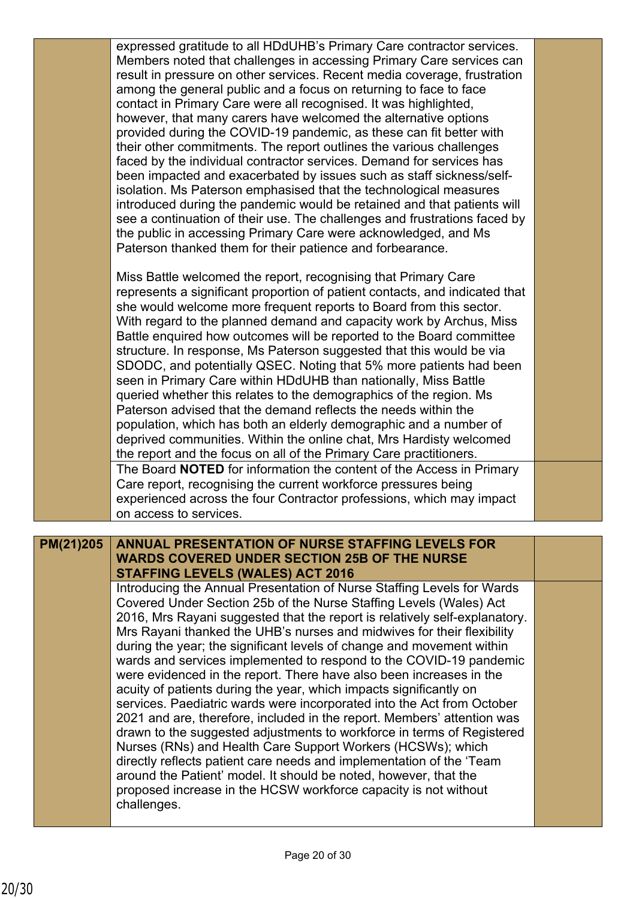| | | |
|---|---|---|
| | expressed gratitude to all HDdUHB's Primary Care contractor services. Members noted that challenges in accessing Primary Care services can result in pressure on other services. Recent media coverage, frustration among the general public and a focus on returning to face to face contact in Primary Care were all recognised. It was highlighted, however, that many carers have welcomed the alternative options provided during the COVID-19 pandemic, as these can fit better with their other commitments. The report outlines the various challenges faced by the individual contractor services. Demand for services has been impacted and exacerbated by issues such as staff sickness/self-isolation. Ms Paterson emphasised that the technological measures introduced during the pandemic would be retained and that patients will see a continuation of their use. The challenges and frustrations faced by the public in accessing Primary Care were acknowledged, and Ms Paterson thanked them for their patience and forbearance.<br><br>Miss Battle welcomed the report, recognising that Primary Care represents a significant proportion of patient contacts, and indicated that she would welcome more frequent reports to Board from this sector. With regard to the planned demand and capacity work by Archus, Miss Battle enquired how outcomes will be reported to the Board committee structure. In response, Ms Paterson suggested that this would be via SDODC, and potentially QSEC. Noting that 5% more patients had been seen in Primary Care within HDdUHB than nationally, Miss Battle queried whether this relates to the demographics of the region. Ms Paterson advised that the demand reflects the needs within the population, which has both an elderly demographic and a number of deprived communities. Within the online chat, Mrs Hardisty welcomed the report and the focus on all of the Primary Care practitioners. | |
| | The Board **NOTED** for information the content of the Access in Primary Care report, recognising the current workforce pressures being experienced across the four Contractor professions, which may impact on access to services. | |

| | | |
|---|---|---|
| **PM(21)205** | **ANNUAL PRESENTATION OF NURSE STAFFING LEVELS FOR WARDS COVERED UNDER SECTION 25B OF THE NURSE STAFFING LEVELS (WALES) ACT 2016** | |
| | Introducing the Annual Presentation of Nurse Staffing Levels for Wards Covered Under Section 25b of the Nurse Staffing Levels (Wales) Act 2016, Mrs Rayani suggested that the report is relatively self-explanatory. Mrs Rayani thanked the UHB's nurses and midwives for their flexibility during the year; the significant levels of change and movement within wards and services implemented to respond to the COVID-19 pandemic were evidenced in the report. There have also been increases in the acuity of patients during the year, which impacts significantly on services. Paediatric wards were incorporated into the Act from October 2021 and are, therefore, included in the report. Members' attention was drawn to the suggested adjustments to workforce in terms of Registered Nurses (RNs) and Health Care Support Workers (HCSWs); which directly reflects patient care needs and implementation of the 'Team around the Patient' model. It should be noted, however, that the proposed increase in the HCSW workforce capacity is not without challenges. | |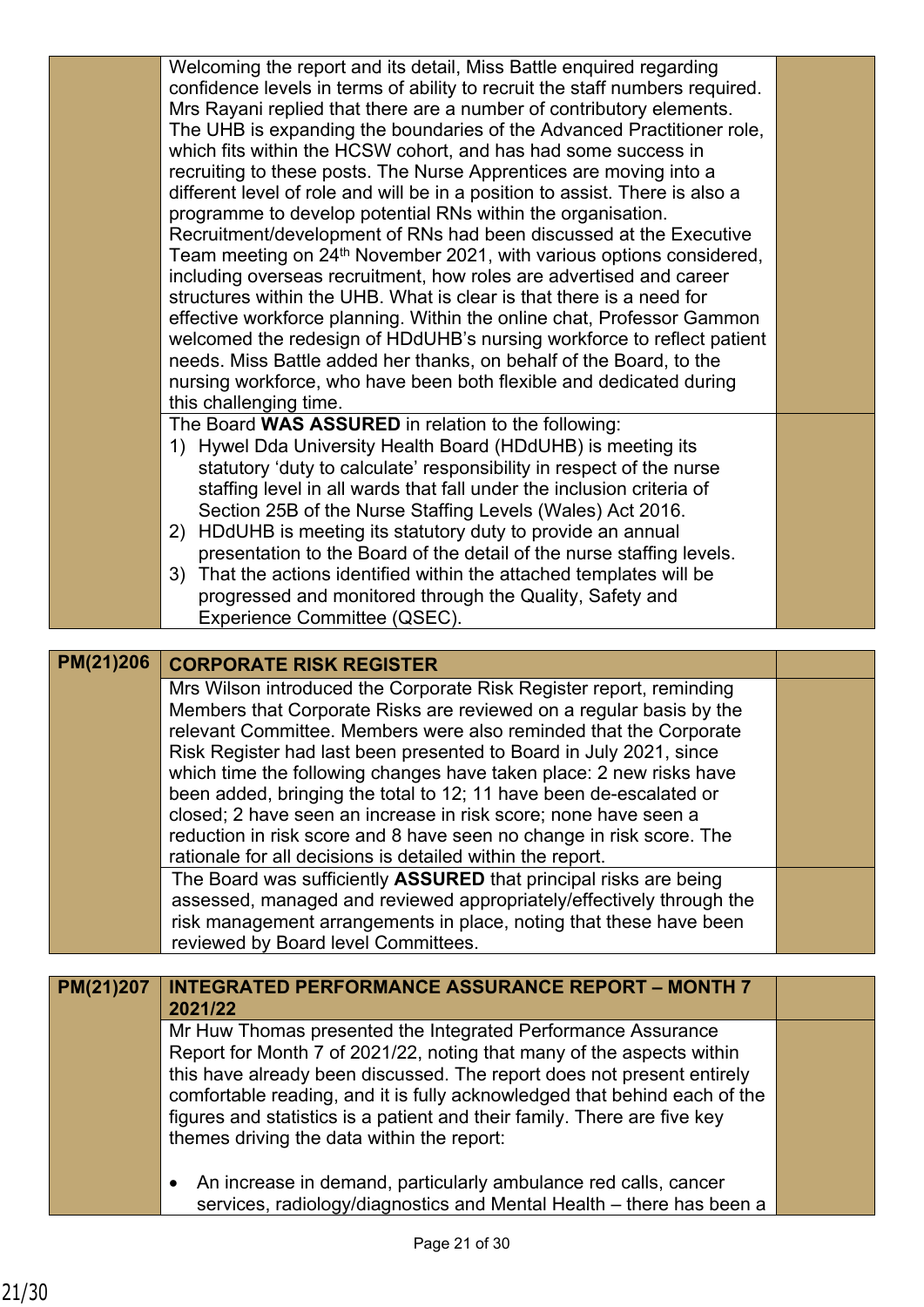| | | |
|---|---|---|
| | Welcoming the report and its detail, Miss Battle enquired regarding confidence levels in terms of ability to recruit the staff numbers required. Mrs Rayani replied that there are a number of contributory elements. The UHB is expanding the boundaries of the Advanced Practitioner role, which fits within the HCSW cohort, and has had some success in recruiting to these posts. The Nurse Apprentices are moving into a different level of role and will be in a position to assist. There is also a programme to develop potential RNs within the organisation. Recruitment/development of RNs had been discussed at the Executive Team meeting on 24th November 2021, with various options considered, including overseas recruitment, how roles are advertised and career structures within the UHB. What is clear is that there is a need for effective workforce planning. Within the online chat, Professor Gammon welcomed the redesign of HDdUHB's nursing workforce to reflect patient needs. Miss Battle added her thanks, on behalf of the Board, to the nursing workforce, who have been both flexible and dedicated during this challenging time. | |
| | The Board **WAS ASSURED** in relation to the following:<br>1) Hywel Dda University Health Board (HDdUHB) is meeting its statutory 'duty to calculate' responsibility in respect of the nurse staffing level in all wards that fall under the inclusion criteria of Section 25B of the Nurse Staffing Levels (Wales) Act 2016.<br>2) HDdUHB is meeting its statutory duty to provide an annual presentation to the Board of the detail of the nurse staffing levels.<br>3) That the actions identified within the attached templates will be progressed and monitored through the Quality, Safety and Experience Committee (QSEC). | |

| | | |
|---|---|---|
| **PM(21)206** | **CORPORATE RISK REGISTER** | |
| | Mrs Wilson introduced the Corporate Risk Register report, reminding Members that Corporate Risks are reviewed on a regular basis by the relevant Committee. Members were also reminded that the Corporate Risk Register had last been presented to Board in July 2021, since which time the following changes have taken place: 2 new risks have been added, bringing the total to 12; 11 have been de-escalated or closed; 2 have seen an increase in risk score; none have seen a reduction in risk score and 8 have seen no change in risk score. The rationale for all decisions is detailed within the report. | |
| | The Board was sufficiently **ASSURED** that principal risks are being assessed, managed and reviewed appropriately/effectively through the risk management arrangements in place, noting that these have been reviewed by Board level Committees. | |

| | | |
|---|---|---|
| **PM(21)207** | **INTEGRATED PERFORMANCE ASSURANCE REPORT – MONTH 7 2021/22** | |
| | Mr Huw Thomas presented the Integrated Performance Assurance Report for Month 7 of 2021/22, noting that many of the aspects within this have already been discussed. The report does not present entirely comfortable reading, and it is fully acknowledged that behind each of the figures and statistics is a patient and their family. There are five key themes driving the data within the report:<br><br>• An increase in demand, particularly ambulance red calls, cancer services, radiology/diagnostics and Mental Health – there has been a | |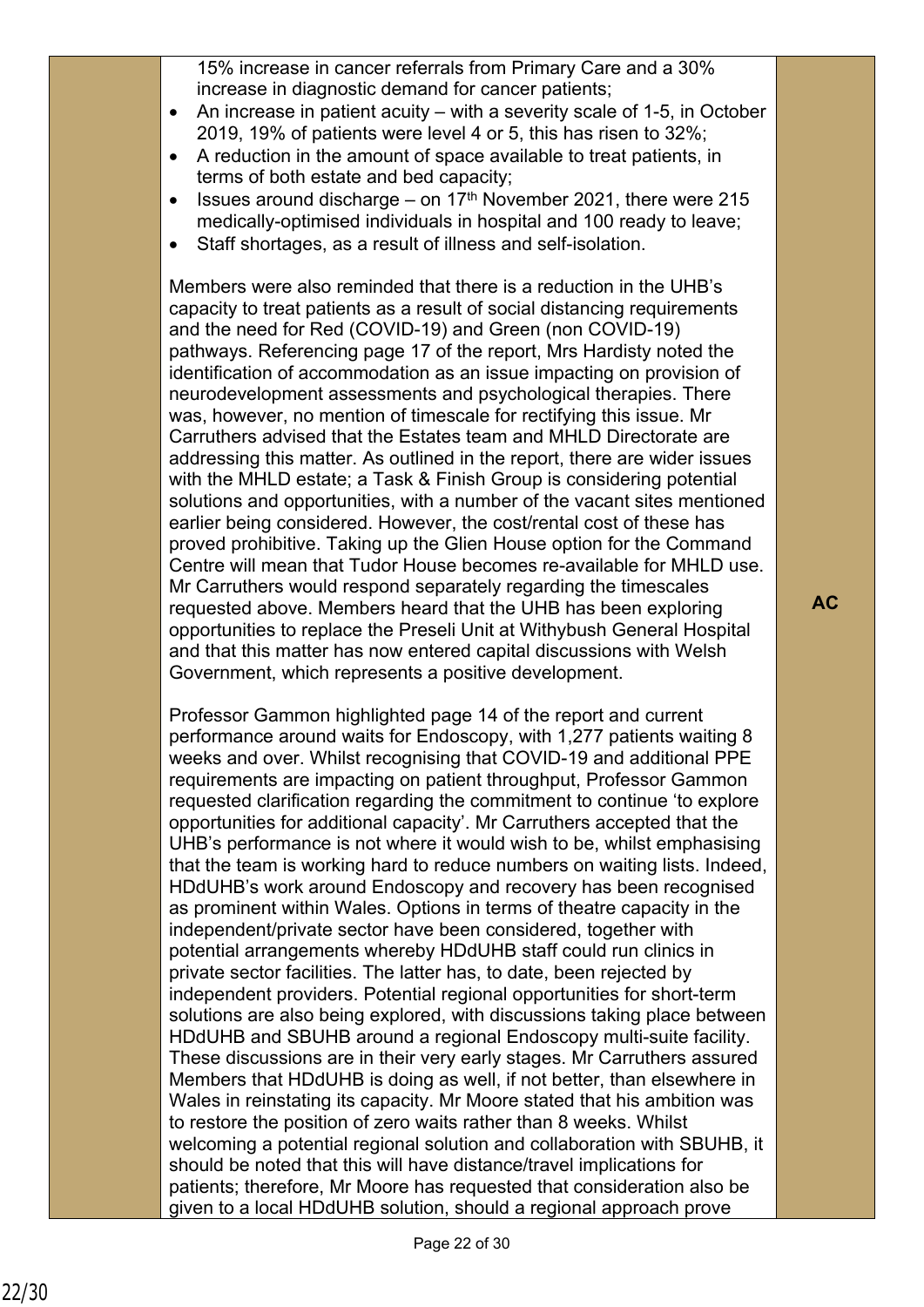|  | 15% increase in cancer referrals from Primary Care and a 30% increase in diagnostic demand for cancer patients;<br>• An increase in patient acuity – with a severity scale of 1-5, in October 2019, 19% of patients were level 4 or 5, this has risen to 32%;<br>• A reduction in the amount of space available to treat patients, in terms of both estate and bed capacity;<br>• Issues around discharge – on 17th November 2021, there were 215 medically-optimised individuals in hospital and 100 ready to leave;<br>• Staff shortages, as a result of illness and self-isolation.<br><br>Members were also reminded that there is a reduction in the UHB's capacity to treat patients as a result of social distancing requirements and the need for Red (COVID-19) and Green (non COVID-19) pathways. Referencing page 17 of the report, Mrs Hardisty noted the identification of accommodation as an issue impacting on provision of neurodevelopment assessments and psychological therapies. There was, however, no mention of timescale for rectifying this issue. Mr Carruthers advised that the Estates team and MHLD Directorate are addressing this matter. As outlined in the report, there are wider issues with the MHLD estate; a Task & Finish Group is considering potential solutions and opportunities, with a number of the vacant sites mentioned earlier being considered. However, the cost/rental cost of these has proved prohibitive. Taking up the Glien House option for the Command Centre will mean that Tudor House becomes re-available for MHLD use. Mr Carruthers would respond separately regarding the timescales requested above. Members heard that the UHB has been exploring opportunities to replace the Preseli Unit at Withybush General Hospital and that this matter has now entered capital discussions with Welsh Government, which represents a positive development.<br><br>Professor Gammon highlighted page 14 of the report and current performance around waits for Endoscopy, with 1,277 patients waiting 8 weeks and over. Whilst recognising that COVID-19 and additional PPE requirements are impacting on patient throughput, Professor Gammon requested clarification regarding the commitment to continue 'to explore opportunities for additional capacity'. Mr Carruthers accepted that the UHB's performance is not where it would wish to be, whilst emphasising that the team is working hard to reduce numbers on waiting lists. Indeed, HDdUHB's work around Endoscopy and recovery has been recognised as prominent within Wales. Options in terms of theatre capacity in the independent/private sector have been considered, together with potential arrangements whereby HDdUHB staff could run clinics in private sector facilities. The latter has, to date, been rejected by independent providers. Potential regional opportunities for short-term solutions are also being explored, with discussions taking place between HDdUHB and SBUHB around a regional Endoscopy multi-suite facility. These discussions are in their very early stages. Mr Carruthers assured Members that HDdUHB is doing as well, if not better, than elsewhere in Wales in reinstating its capacity. Mr Moore stated that his ambition was to restore the position of zero waits rather than 8 weeks. Whilst welcoming a potential regional solution and collaboration with SBUHB, it should be noted that this will have distance/travel implications for patients; therefore, Mr Moore has requested that consideration also be given to a local HDdUHB solution, should a regional approach prove | AC |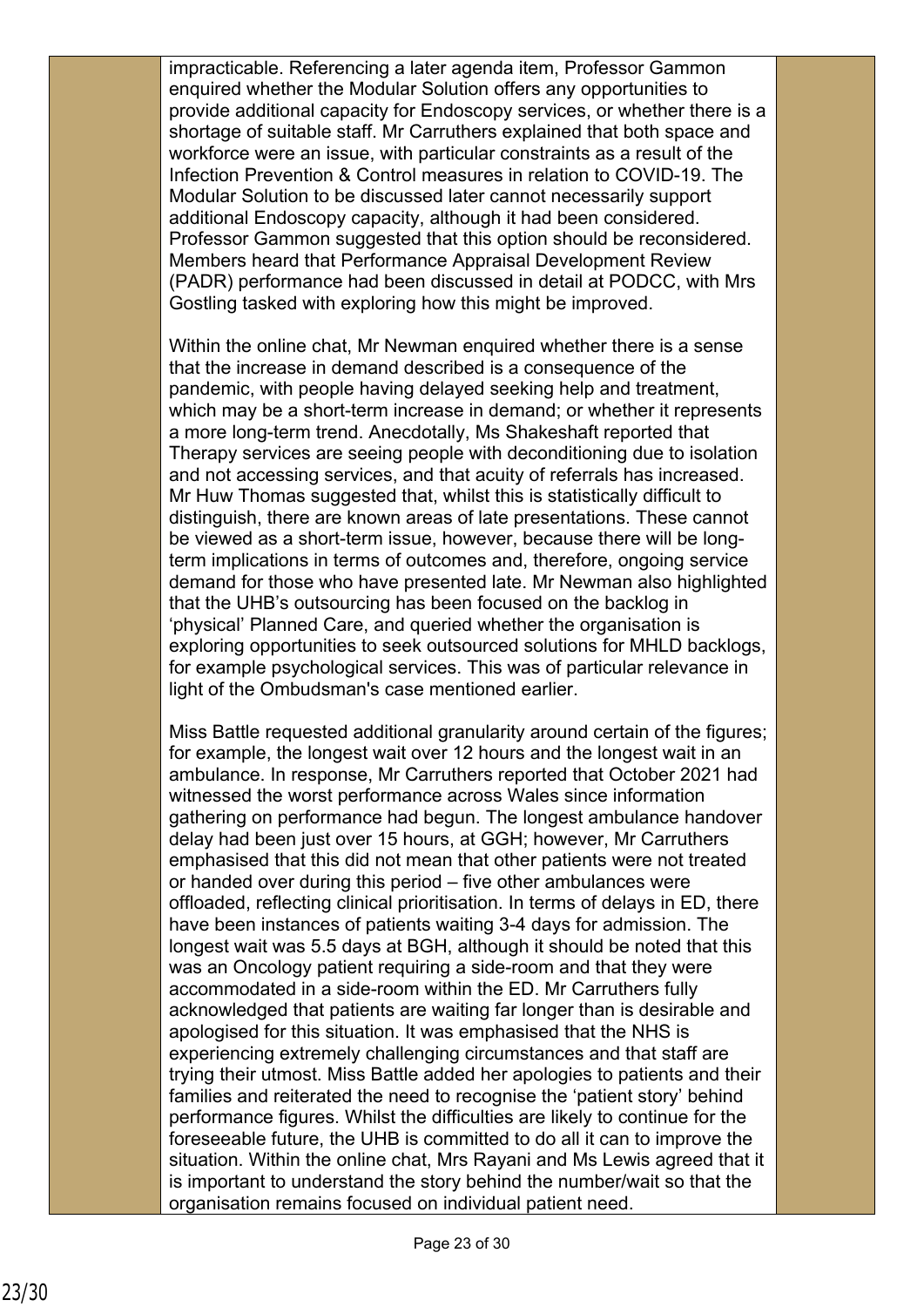impracticable. Referencing a later agenda item, Professor Gammon enquired whether the Modular Solution offers any opportunities to provide additional capacity for Endoscopy services, or whether there is a shortage of suitable staff. Mr Carruthers explained that both space and workforce were an issue, with particular constraints as a result of the Infection Prevention & Control measures in relation to COVID-19. The Modular Solution to be discussed later cannot necessarily support additional Endoscopy capacity, although it had been considered. Professor Gammon suggested that this option should be reconsidered. Members heard that Performance Appraisal Development Review (PADR) performance had been discussed in detail at PODCC, with Mrs Gostling tasked with exploring how this might be improved.

Within the online chat, Mr Newman enquired whether there is a sense that the increase in demand described is a consequence of the pandemic, with people having delayed seeking help and treatment, which may be a short-term increase in demand; or whether it represents a more long-term trend. Anecdotally, Ms Shakeshaft reported that Therapy services are seeing people with deconditioning due to isolation and not accessing services, and that acuity of referrals has increased. Mr Huw Thomas suggested that, whilst this is statistically difficult to distinguish, there are known areas of late presentations. These cannot be viewed as a short-term issue, however, because there will be long-term implications in terms of outcomes and, therefore, ongoing service demand for those who have presented late. Mr Newman also highlighted that the UHB's outsourcing has been focused on the backlog in 'physical' Planned Care, and queried whether the organisation is exploring opportunities to seek outsourced solutions for MHLD backlogs, for example psychological services. This was of particular relevance in light of the Ombudsman's case mentioned earlier.

Miss Battle requested additional granularity around certain of the figures; for example, the longest wait over 12 hours and the longest wait in an ambulance. In response, Mr Carruthers reported that October 2021 had witnessed the worst performance across Wales since information gathering on performance had begun. The longest ambulance handover delay had been just over 15 hours, at GGH; however, Mr Carruthers emphasised that this did not mean that other patients were not treated or handed over during this period – five other ambulances were offloaded, reflecting clinical prioritisation. In terms of delays in ED, there have been instances of patients waiting 3-4 days for admission. The longest wait was 5.5 days at BGH, although it should be noted that this was an Oncology patient requiring a side-room and that they were accommodated in a side-room within the ED. Mr Carruthers fully acknowledged that patients are waiting far longer than is desirable and apologised for this situation. It was emphasised that the NHS is experiencing extremely challenging circumstances and that staff are trying their utmost. Miss Battle added her apologies to patients and their families and reiterated the need to recognise the 'patient story' behind performance figures. Whilst the difficulties are likely to continue for the foreseeable future, the UHB is committed to do all it can to improve the situation. Within the online chat, Mrs Rayani and Ms Lewis agreed that it is important to understand the story behind the number/wait so that the organisation remains focused on individual patient need.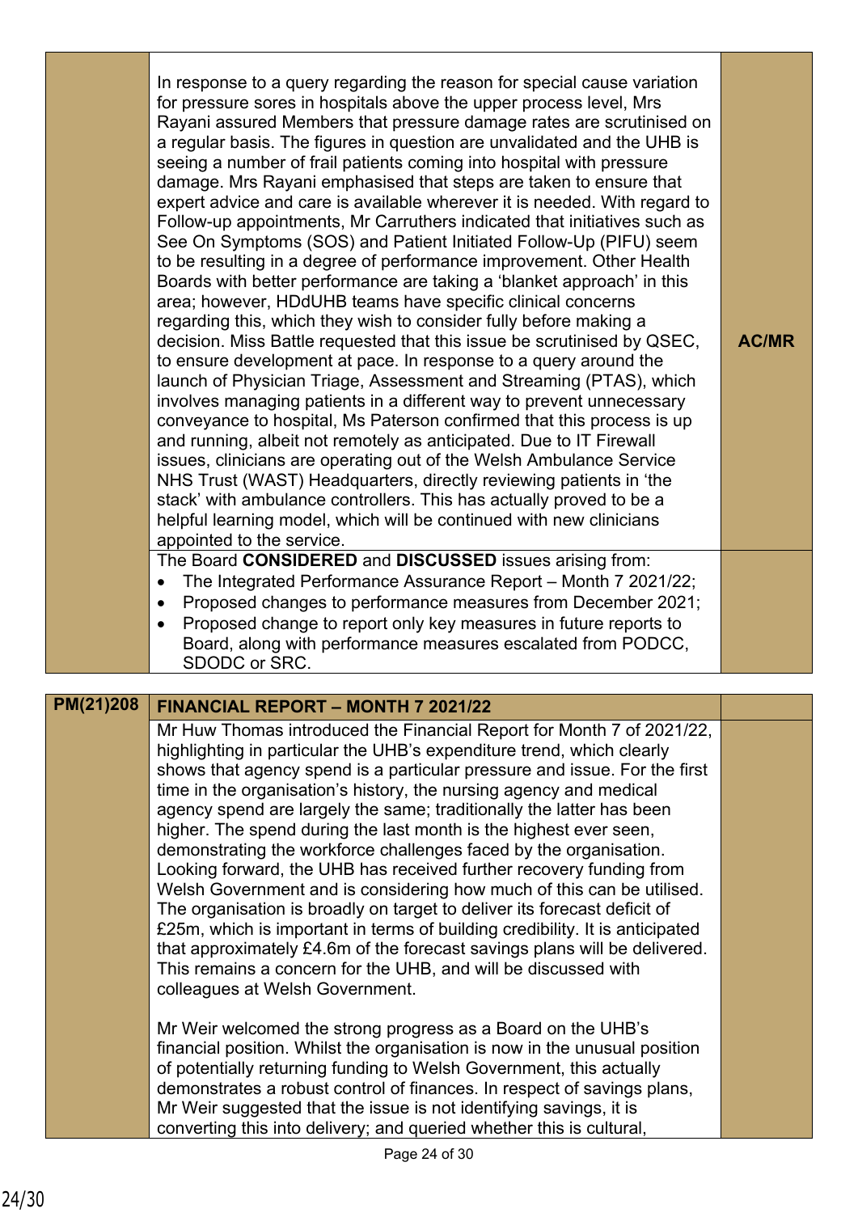| | | |
|---|---|---|
| | In response to a query regarding the reason for special cause variation for pressure sores in hospitals above the upper process level, Mrs Rayani assured Members that pressure damage rates are scrutinised on a regular basis. The figures in question are unvalidated and the UHB is seeing a number of frail patients coming into hospital with pressure damage. Mrs Rayani emphasised that steps are taken to ensure that expert advice and care is available wherever it is needed. With regard to Follow-up appointments, Mr Carruthers indicated that initiatives such as See On Symptoms (SOS) and Patient Initiated Follow-Up (PIFU) seem to be resulting in a degree of performance improvement. Other Health Boards with better performance are taking a 'blanket approach' in this area; however, HDdUHB teams have specific clinical concerns regarding this, which they wish to consider fully before making a decision. Miss Battle requested that this issue be scrutinised by QSEC, to ensure development at pace. In response to a query around the launch of Physician Triage, Assessment and Streaming (PTAS), which involves managing patients in a different way to prevent unnecessary conveyance to hospital, Ms Paterson confirmed that this process is up and running, albeit not remotely as anticipated. Due to IT Firewall issues, clinicians are operating out of the Welsh Ambulance Service NHS Trust (WAST) Headquarters, directly reviewing patients in 'the stack' with ambulance controllers. This has actually proved to be a helpful learning model, which will be continued with new clinicians appointed to the service. | **AC/MR** |
| | The Board **CONSIDERED** and **DISCUSSED** issues arising from:<br>• The Integrated Performance Assurance Report – Month 7 2021/22;<br>• Proposed changes to performance measures from December 2021;<br>• Proposed change to report only key measures in future reports to Board, along with performance measures escalated from PODCC, SDODC or SRC. | |

| | | |
|---|---|---|
| **PM(21)208** | **FINANCIAL REPORT – MONTH 7 2021/22** | |
| | Mr Huw Thomas introduced the Financial Report for Month 7 of 2021/22, highlighting in particular the UHB's expenditure trend, which clearly shows that agency spend is a particular pressure and issue. For the first time in the organisation's history, the nursing agency and medical agency spend are largely the same; traditionally the latter has been higher. The spend during the last month is the highest ever seen, demonstrating the workforce challenges faced by the organisation. Looking forward, the UHB has received further recovery funding from Welsh Government and is considering how much of this can be utilised. The organisation is broadly on target to deliver its forecast deficit of £25m, which is important in terms of building credibility. It is anticipated that approximately £4.6m of the forecast savings plans will be delivered. This remains a concern for the UHB, and will be discussed with colleagues at Welsh Government.<br><br>Mr Weir welcomed the strong progress as a Board on the UHB's financial position. Whilst the organisation is now in the unusual position of potentially returning funding to Welsh Government, this actually demonstrates a robust control of finances. In respect of savings plans, Mr Weir suggested that the issue is not identifying savings, it is converting this into delivery; and queried whether this is cultural, | |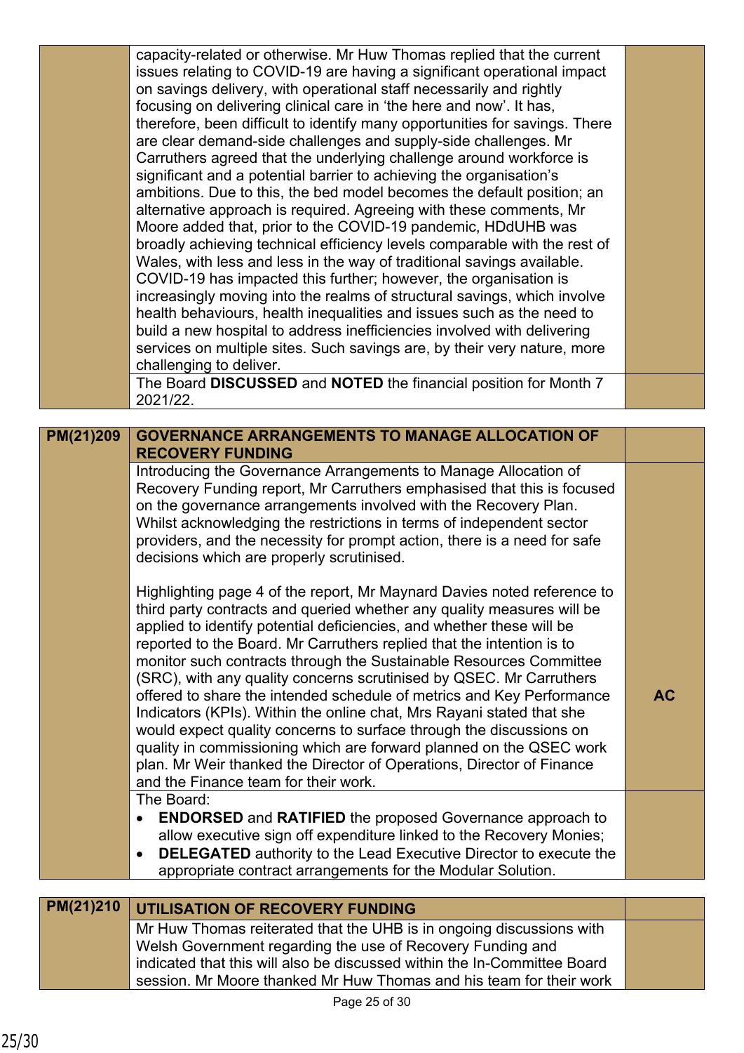| | | |
|---|---|---|
| | capacity-related or otherwise. Mr Huw Thomas replied that the current issues relating to COVID-19 are having a significant operational impact on savings delivery, with operational staff necessarily and rightly focusing on delivering clinical care in 'the here and now'. It has, therefore, been difficult to identify many opportunities for savings. There are clear demand-side challenges and supply-side challenges. Mr Carruthers agreed that the underlying challenge around workforce is significant and a potential barrier to achieving the organisation's ambitions. Due to this, the bed model becomes the default position; an alternative approach is required. Agreeing with these comments, Mr Moore added that, prior to the COVID-19 pandemic, HDdUHB was broadly achieving technical efficiency levels comparable with the rest of Wales, with less and less in the way of traditional savings available. COVID-19 has impacted this further; however, the organisation is increasingly moving into the realms of structural savings, which involve health behaviours, health inequalities and issues such as the need to build a new hospital to address inefficiencies involved with delivering services on multiple sites. Such savings are, by their very nature, more challenging to deliver. | |
| | The Board **DISCUSSED** and **NOTED** the financial position for Month 7 2021/22. | |

| | | |
|---|---|---|
| **PM(21)209** | **GOVERNANCE ARRANGEMENTS TO MANAGE ALLOCATION OF RECOVERY FUNDING** | |
| | Introducing the Governance Arrangements to Manage Allocation of Recovery Funding report, Mr Carruthers emphasised that this is focused on the governance arrangements involved with the Recovery Plan. Whilst acknowledging the restrictions in terms of independent sector providers, and the necessity for prompt action, there is a need for safe decisions which are properly scrutinised.<br><br>Highlighting page 4 of the report, Mr Maynard Davies noted reference to third party contracts and queried whether any quality measures will be applied to identify potential deficiencies, and whether these will be reported to the Board. Mr Carruthers replied that the intention is to monitor such contracts through the Sustainable Resources Committee (SRC), with any quality concerns scrutinised by QSEC. Mr Carruthers offered to share the intended schedule of metrics and Key Performance Indicators (KPIs). Within the online chat, Mrs Rayani stated that she would expect quality concerns to surface through the discussions on quality in commissioning which are forward planned on the QSEC work plan. Mr Weir thanked the Director of Operations, Director of Finance and the Finance team for their work. | **AC** |
| | The Board:<br>• **ENDORSED** and **RATIFIED** the proposed Governance approach to allow executive sign off expenditure linked to the Recovery Monies;<br>• **DELEGATED** authority to the Lead Executive Director to execute the appropriate contract arrangements for the Modular Solution. | |

| | | |
|---|---|---|
| **PM(21)210** | **UTILISATION OF RECOVERY FUNDING** | |
| | Mr Huw Thomas reiterated that the UHB is in ongoing discussions with Welsh Government regarding the use of Recovery Funding and indicated that this will also be discussed within the In-Committee Board session. Mr Moore thanked Mr Huw Thomas and his team for their work | |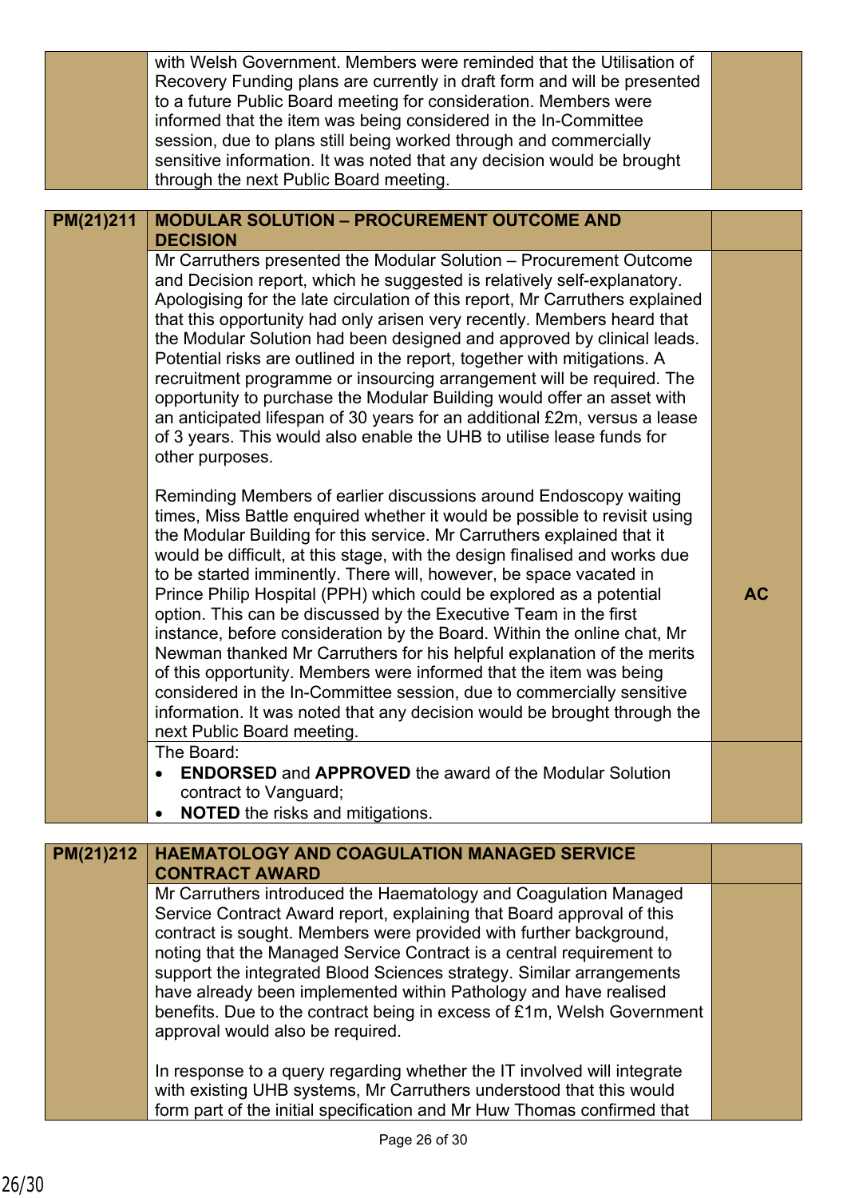| | | |
|---|---|---|
| | with Welsh Government. Members were reminded that the Utilisation of Recovery Funding plans are currently in draft form and will be presented to a future Public Board meeting for consideration. Members were informed that the item was being considered in the In-Committee session, due to plans still being worked through and commercially sensitive information. It was noted that any decision would be brought through the next Public Board meeting. | |

| | | |
|---|---|---|
| **PM(21)211** | **MODULAR SOLUTION – PROCUREMENT OUTCOME AND DECISION** | |
| | Mr Carruthers presented the Modular Solution – Procurement Outcome and Decision report, which he suggested is relatively self-explanatory. Apologising for the late circulation of this report, Mr Carruthers explained that this opportunity had only arisen very recently. Members heard that the Modular Solution had been designed and approved by clinical leads. Potential risks are outlined in the report, together with mitigations. A recruitment programme or insourcing arrangement will be required. The opportunity to purchase the Modular Building would offer an asset with an anticipated lifespan of 30 years for an additional £2m, versus a lease of 3 years. This would also enable the UHB to utilise lease funds for other purposes.<br><br>Reminding Members of earlier discussions around Endoscopy waiting times, Miss Battle enquired whether it would be possible to revisit using the Modular Building for this service. Mr Carruthers explained that it would be difficult, at this stage, with the design finalised and works due to be started imminently. There will, however, be space vacated in Prince Philip Hospital (PPH) which could be explored as a potential option. This can be discussed by the Executive Team in the first instance, before consideration by the Board. Within the online chat, Mr Newman thanked Mr Carruthers for his helpful explanation of the merits of this opportunity. Members were informed that the item was being considered in the In-Committee session, due to commercially sensitive information. It was noted that any decision would be brought through the next Public Board meeting. | **AC** |
| | The Board:<br>• **ENDORSED** and **APPROVED** the award of the Modular Solution contract to Vanguard;<br>• **NOTED** the risks and mitigations. | |

| | | |
|---|---|---|
| **PM(21)212** | **HAEMATOLOGY AND COAGULATION MANAGED SERVICE CONTRACT AWARD** | |
| | Mr Carruthers introduced the Haematology and Coagulation Managed Service Contract Award report, explaining that Board approval of this contract is sought. Members were provided with further background, noting that the Managed Service Contract is a central requirement to support the integrated Blood Sciences strategy. Similar arrangements have already been implemented within Pathology and have realised benefits. Due to the contract being in excess of £1m, Welsh Government approval would also be required.<br><br>In response to a query regarding whether the IT involved will integrate with existing UHB systems, Mr Carruthers understood that this would form part of the initial specification and Mr Huw Thomas confirmed that | |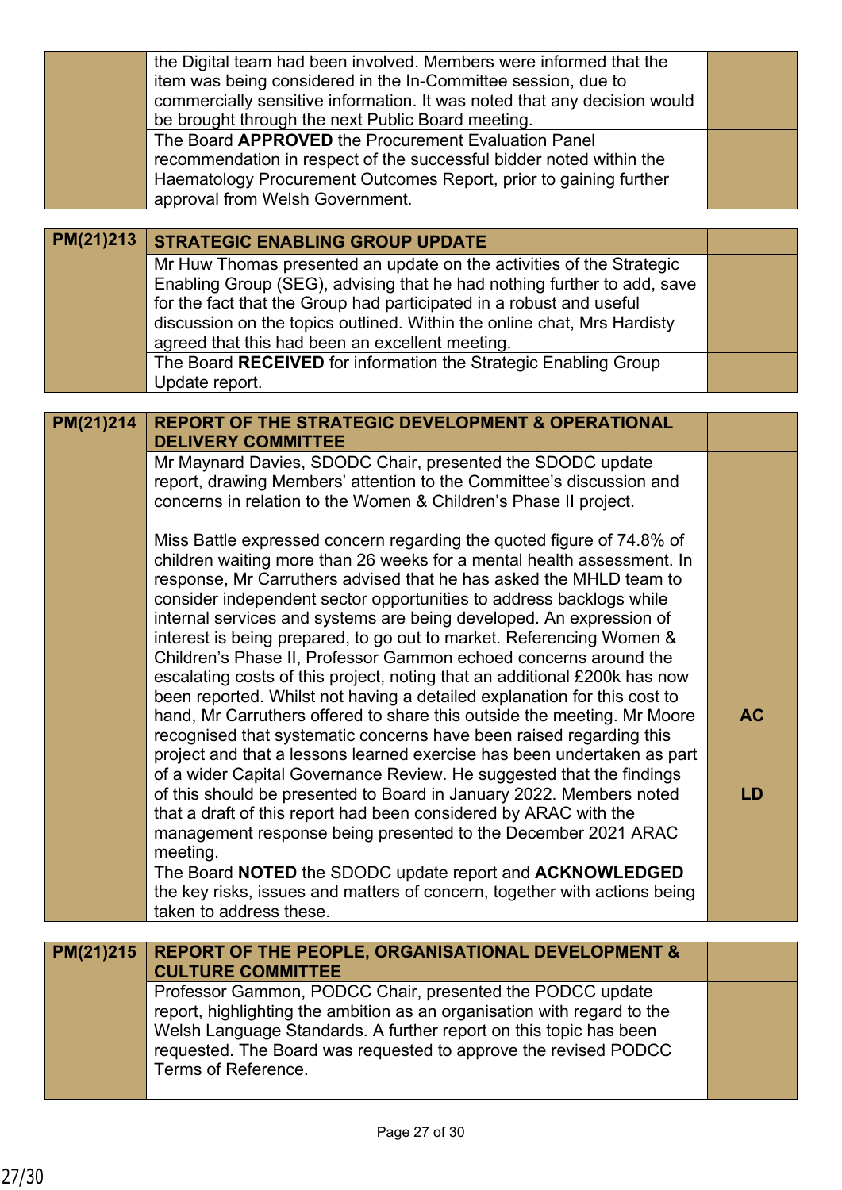| | | |
|---|---|---|
| | the Digital team had been involved. Members were informed that the item was being considered in the In-Committee session, due to commercially sensitive information. It was noted that any decision would be brought through the next Public Board meeting. | |
| | The Board **APPROVED** the Procurement Evaluation Panel recommendation in respect of the successful bidder noted within the Haematology Procurement Outcomes Report, prior to gaining further approval from Welsh Government. | |

| | | |
|---|---|---|
| **PM(21)213** | **STRATEGIC ENABLING GROUP UPDATE** | |
| | Mr Huw Thomas presented an update on the activities of the Strategic Enabling Group (SEG), advising that he had nothing further to add, save for the fact that the Group had participated in a robust and useful discussion on the topics outlined. Within the online chat, Mrs Hardisty agreed that this had been an excellent meeting. | |
| | The Board **RECEIVED** for information the Strategic Enabling Group Update report. | |

| | | |
|---|---|---|
| **PM(21)214** | **REPORT OF THE STRATEGIC DEVELOPMENT & OPERATIONAL DELIVERY COMMITTEE** | |
| | Mr Maynard Davies, SDODC Chair, presented the SDODC update report, drawing Members' attention to the Committee's discussion and concerns in relation to the Women & Children's Phase II project.<br><br>Miss Battle expressed concern regarding the quoted figure of 74.8% of children waiting more than 26 weeks for a mental health assessment. In response, Mr Carruthers advised that he has asked the MHLD team to consider independent sector opportunities to address backlogs while internal services and systems are being developed. An expression of interest is being prepared, to go out to market. Referencing Women & Children's Phase II, Professor Gammon echoed concerns around the escalating costs of this project, noting that an additional £200k has now been reported. Whilst not having a detailed explanation for this cost to hand, Mr Carruthers offered to share this outside the meeting. Mr Moore recognised that systematic concerns have been raised regarding this project and that a lessons learned exercise has been undertaken as part of a wider Capital Governance Review. He suggested that the findings of this should be presented to Board in January 2022. Members noted that a draft of this report had been considered by ARAC with the management response being presented to the December 2021 ARAC meeting. | **AC**<br><br>**LD** |
| | The Board **NOTED** the SDODC update report and **ACKNOWLEDGED** the key risks, issues and matters of concern, together with actions being taken to address these. | |

| | | |
|---|---|---|
| **PM(21)215** | **REPORT OF THE PEOPLE, ORGANISATIONAL DEVELOPMENT & CULTURE COMMITTEE** | |
| | Professor Gammon, PODCC Chair, presented the PODCC update report, highlighting the ambition as an organisation with regard to the Welsh Language Standards. A further report on this topic has been requested. The Board was requested to approve the revised PODCC Terms of Reference. | |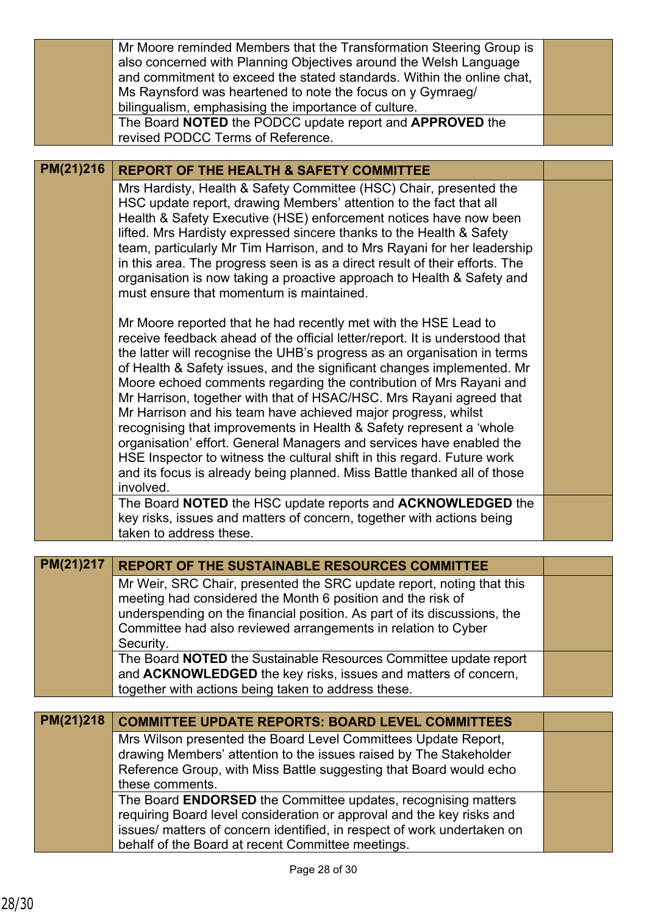| | | |
|---|---|---|
| | Mr Moore reminded Members that the Transformation Steering Group is also concerned with Planning Objectives around the Welsh Language and commitment to exceed the stated standards. Within the online chat, Ms Raynsford was heartened to note the focus on y Gymraeg/ bilingualism, emphasising the importance of culture. | |
| | The Board **NOTED** the PODCC update report and **APPROVED** the revised PODCC Terms of Reference. | |

| | | |
|---|---|---|
| **PM(21)216** | **REPORT OF THE HEALTH & SAFETY COMMITTEE** | |
| | Mrs Hardisty, Health & Safety Committee (HSC) Chair, presented the HSC update report, drawing Members' attention to the fact that all Health & Safety Executive (HSE) enforcement notices have now been lifted. Mrs Hardisty expressed sincere thanks to the Health & Safety team, particularly Mr Tim Harrison, and to Mrs Rayani for her leadership in this area. The progress seen is as a direct result of their efforts. The organisation is now taking a proactive approach to Health & Safety and must ensure that momentum is maintained.<br><br>Mr Moore reported that he had recently met with the HSE Lead to receive feedback ahead of the official letter/report. It is understood that the latter will recognise the UHB's progress as an organisation in terms of Health & Safety issues, and the significant changes implemented. Mr Moore echoed comments regarding the contribution of Mrs Rayani and Mr Harrison, together with that of HSAC/HSC. Mrs Rayani agreed that Mr Harrison and his team have achieved major progress, whilst recognising that improvements in Health & Safety represent a 'whole organisation' effort. General Managers and services have enabled the HSE Inspector to witness the cultural shift in this regard. Future work and its focus is already being planned. Miss Battle thanked all of those involved. | |
| | The Board **NOTED** the HSC update reports and **ACKNOWLEDGED** the key risks, issues and matters of concern, together with actions being taken to address these. | |

| | | |
|---|---|---|
| **PM(21)217** | **REPORT OF THE SUSTAINABLE RESOURCES COMMITTEE** | |
| | Mr Weir, SRC Chair, presented the SRC update report, noting that this meeting had considered the Month 6 position and the risk of underspending on the financial position. As part of its discussions, the Committee had also reviewed arrangements in relation to Cyber Security. | |
| | The Board **NOTED** the Sustainable Resources Committee update report and **ACKNOWLEDGED** the key risks, issues and matters of concern, together with actions being taken to address these. | |

| | | |
|---|---|---|
| **PM(21)218** | **COMMITTEE UPDATE REPORTS: BOARD LEVEL COMMITTEES** | |
| | Mrs Wilson presented the Board Level Committees Update Report, drawing Members' attention to the issues raised by The Stakeholder Reference Group, with Miss Battle suggesting that Board would echo these comments. | |
| | The Board **ENDORSED** the Committee updates, recognising matters requiring Board level consideration or approval and the key risks and issues/ matters of concern identified, in respect of work undertaken on behalf of the Board at recent Committee meetings. | |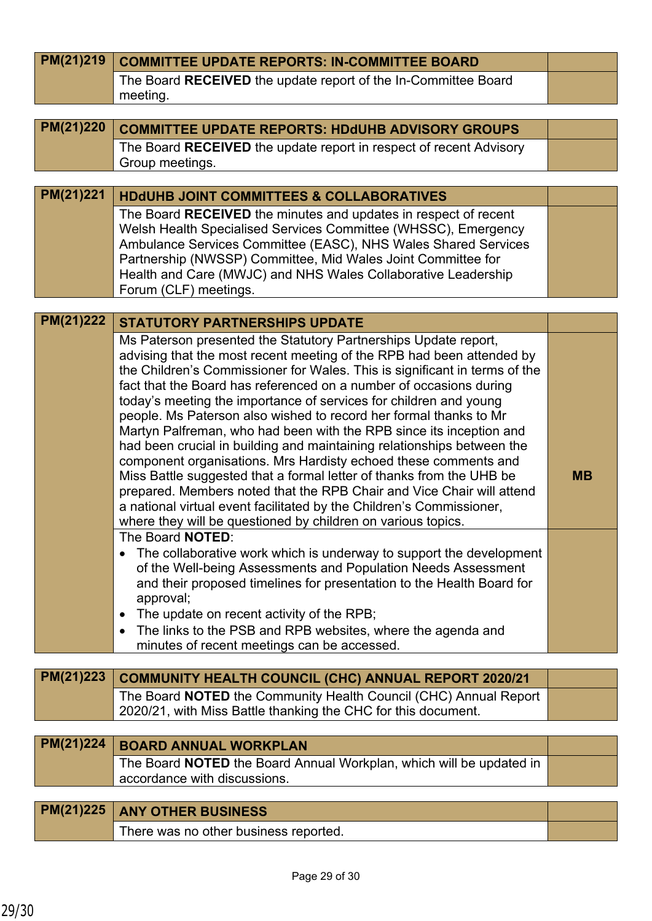| PM(21)219 | COMMITTEE UPDATE REPORTS: IN-COMMITTEE BOARD | |
|---|---|---|
| | The Board **RECEIVED** the update report of the In-Committee Board meeting. | |

| PM(21)220 | COMMITTEE UPDATE REPORTS: HDdUHB ADVISORY GROUPS | |
|---|---|---|
| | The Board **RECEIVED** the update report in respect of recent Advisory Group meetings. | |

| PM(21)221 | HDdUHB JOINT COMMITTEES & COLLABORATIVES | |
|---|---|---|
| | The Board **RECEIVED** the minutes and updates in respect of recent Welsh Health Specialised Services Committee (WHSSC), Emergency Ambulance Services Committee (EASC), NHS Wales Shared Services Partnership (NWSSP) Committee, Mid Wales Joint Committee for Health and Care (MWJC) and NHS Wales Collaborative Leadership Forum (CLF) meetings. | |

| PM(21)222 | STATUTORY PARTNERSHIPS UPDATE | |
|---|---|---|
| | Ms Paterson presented the Statutory Partnerships Update report, advising that the most recent meeting of the RPB had been attended by the Children's Commissioner for Wales. This is significant in terms of the fact that the Board has referenced on a number of occasions during today's meeting the importance of services for children and young people. Ms Paterson also wished to record her formal thanks to Mr Martyn Palfreman, who had been with the RPB since its inception and had been crucial in building and maintaining relationships between the component organisations. Mrs Hardisty echoed these comments and Miss Battle suggested that a formal letter of thanks from the UHB be prepared. Members noted that the RPB Chair and Vice Chair will attend a national virtual event facilitated by the Children's Commissioner, where they will be questioned by children on various topics. | **MB** |
| | The Board **NOTED**:<br>• The collaborative work which is underway to support the development of the Well-being Assessments and Population Needs Assessment and their proposed timelines for presentation to the Health Board for approval;<br>• The update on recent activity of the RPB;<br>• The links to the PSB and RPB websites, where the agenda and minutes of recent meetings can be accessed. | |

| PM(21)223 | COMMUNITY HEALTH COUNCIL (CHC) ANNUAL REPORT 2020/21 | |
|---|---|---|
| | The Board **NOTED** the Community Health Council (CHC) Annual Report 2020/21, with Miss Battle thanking the CHC for this document. | |

| PM(21)224 | BOARD ANNUAL WORKPLAN | |
|---|---|---|
| | The Board **NOTED** the Board Annual Workplan, which will be updated in accordance with discussions. | |

| PM(21)225 | ANY OTHER BUSINESS | |
|---|---|---|
| | There was no other business reported. | |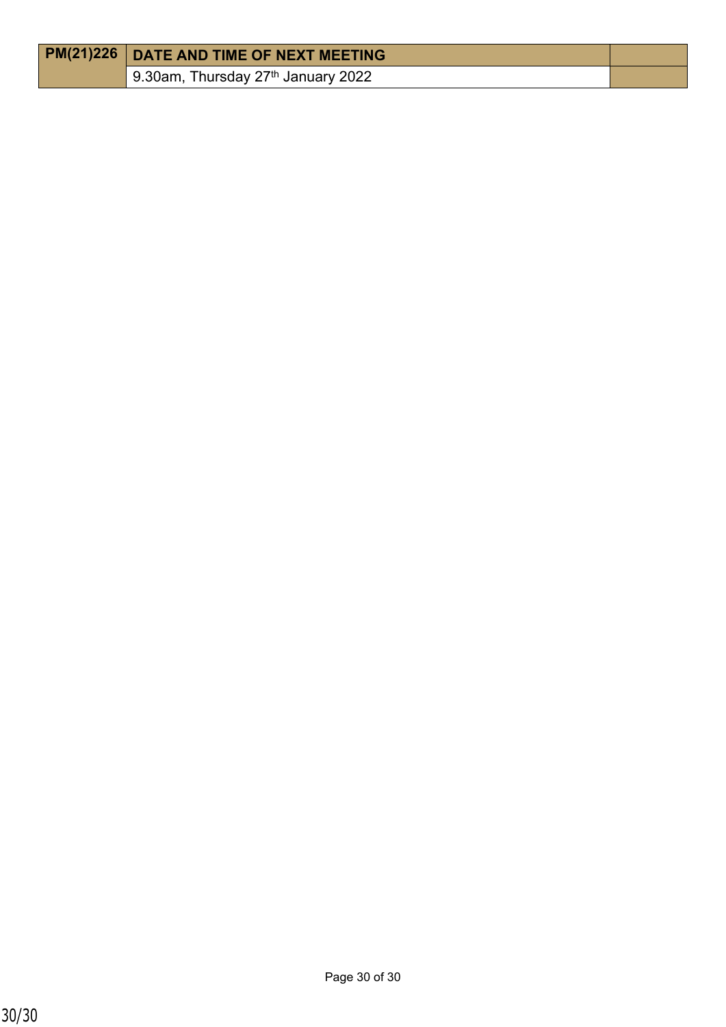| | | |
|---|---|---|
| **PM(21)226** | **DATE AND TIME OF NEXT MEETING** | |
| | 9.30am, Thursday 27th January 2022 | |